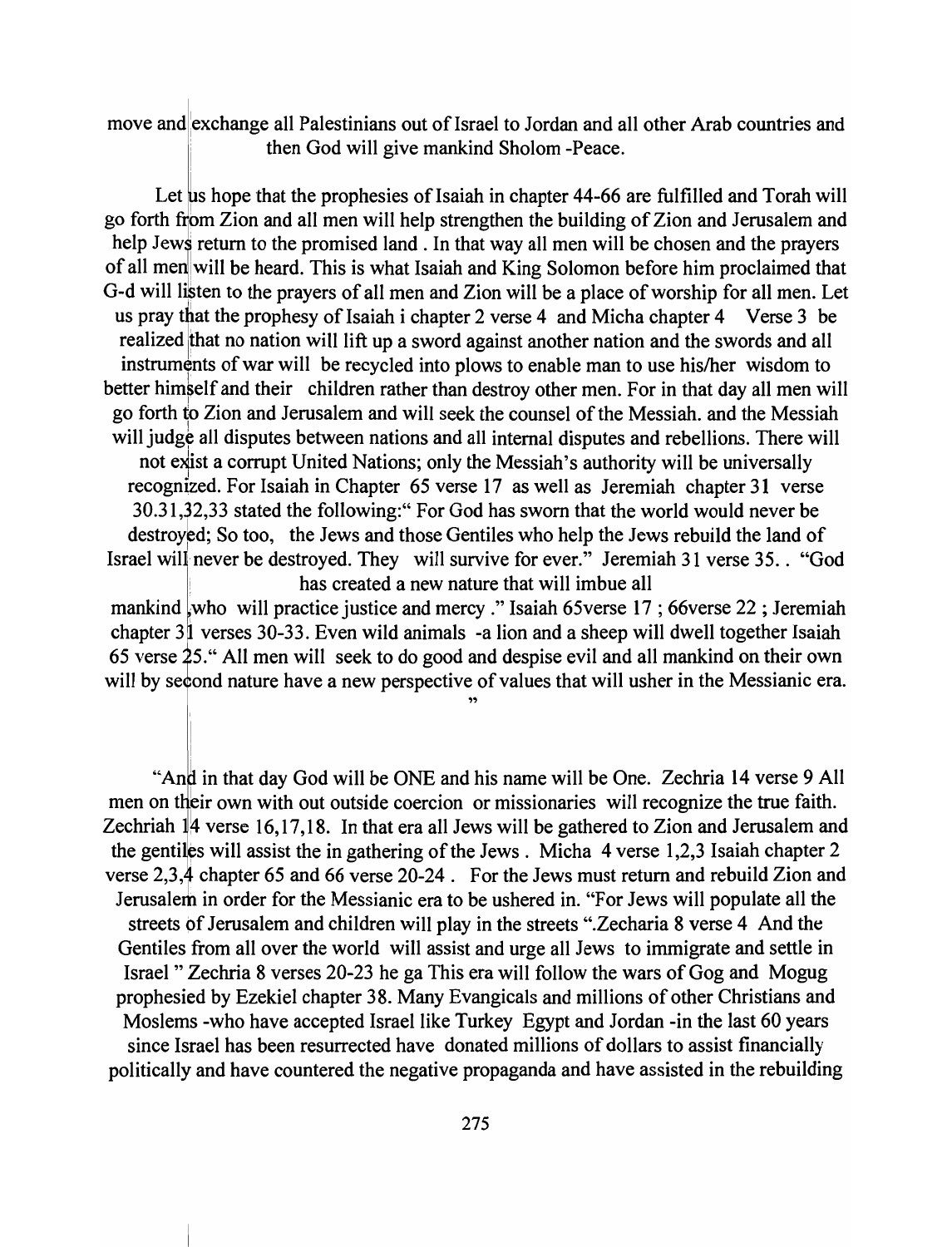move and exchange all Palestinians out of Israel to Jordan and all other Arab countries and then God will give mankind Sholom -Peace.

Let us hope that the prophesies of Isaiah in chapter 44-66 are fulfilled and Torah will go forth from Zion and all men will help strengthen the building of Zion and Jerusalem and help Jews return to the promised land . In that way all men will be chosen and the prayers of all men will be heard. This is what Isaiah and King Solomon before him proclaimed that G-d will listen to the prayers of all men and Zion will be a place of worship for all men. Let us pray that the prophesy of Isaiah i chapter 2 verse 4 and Micha chapter 4 Verse 3 be realized that no nation will lift up a sword against another nation and the swords and all instruments of war will be recycled into plows to enable man to use his/her wisdom to better himself and their children rather than destroy other men. For in that day all men will go forth to Zion and Jerusalem and will seek the counsel of the Messiah. and the Messiah will judge all disputes between nations and all internal disputes and rebellions. There will not exist a corrupt United Nations; only the Messiah's authority will be universally recognized. For Isaiah in Chapter 65 verse 17 as well as Jeremiah chapter 31 verse 30.31,32,33 stated the following:" For God has sworn that the world would never be destroyed; So too, the Jews and those Gentiles who help the Jews rebuild the land of Israel will never be destroyed. They will survive for ever." Jeremiah 31 verse 35. . "God has created a new nature that will imbue all mankind ,who will practice justice and mercy ." Isaiah 65verse 17 ; 66verse 22 ; Jeremiah chapter 31 verses 30-33. Even wild animals -a lion and a sheep will dwell together Isaiah 65 verse 25." All men will seek to do good and despise evil and all mankind on their own will by second nature have a new perspective of values that will usher in the Messianic era. "

"And in that day God will be ONE and his name will be One. Zechria 14 verse 9 All men on their own with out outside coercion or missionaries will recognize the true faith. Zechriah 14 verse 16,17,18. In that era all Jews will be gathered to Zion and Jerusalem and the gentiles will assist the in gathering of the Jews . Micha 4 verse 1,2,3 Isaiah chapter 2 verse 2,3,4 chapter 65 and 66 verse 20-24 . For the Jews must return and rebuild Zion and Jerusalem in order for the Messianic era to be ushered in. "For Jews will populate all the streets of Jerusalem and children will play in the streets ".Zecharia 8 verse 4 And the Gentiles from all over the world will assist and urge all Jews to immigrate and settle in Israel " Zechria 8 verses 20-23 he ga This era will follow the wars of Gog and Mogug prophesied by Ezekiel chapter 38. Many Evangicals and millions of other Christians and Moslems -who have accepted Israel like Turkey Egypt and Jordan -in the last 60 years since Israel has been resurrected have donated millions of dollars to assist financially politically and have countered the negative propaganda and have assisted in the rebuilding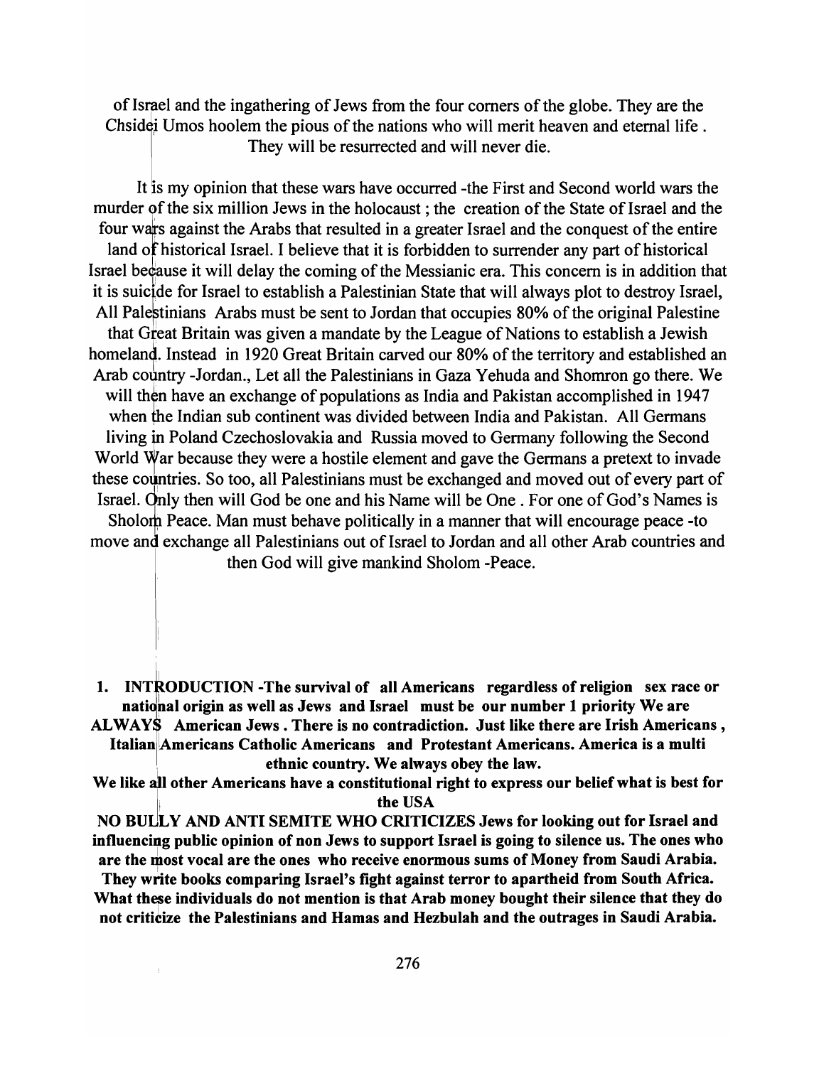of Israel and the ingathering of Jews from the four corners of the globe. They are the Chsidei Umos hoolem the pious of the nations who will merit heaven and eternal life . They will be resurrected and will never die.

It is my opinion that these wars have occurred -the First and Second world wars the murder of the six million Jews in the holocaust ; the creation of the State of Israel and the four wars against the Arabs that resulted in a greater Israel and the conquest of the entire land of historical Israel. I believe that it is forbidden to surrender any part of historical Israel because it will delay the coming of the Messianic era. This concern is in addition that it is suicide for Israel to establish a Palestinian State that will always plot to destroy Israel, All Palestinians Arabs must be sent to Jordan that occupies 80% of the original Palestine that Great Britain was given a mandate by the League of Nations to establish a Jewish homeland. Instead in 1920 Great Britain carved our 80% of the territory and established an Arab country -Jordan., Let all the Palestinians in Gaza Yehuda and Shomron go there. We will then have an exchange of populations as India and Pakistan accomplished in 1947 when the Indian sub continent was divided between India and Pakistan. All Germans living in Poland Czechoslovakia and Russia moved to Germany following the Second World War because they were a hostile element and gave the Germans a pretext to invade these countries. So too, all Palestinians must be exchanged and moved out of every part of Israel. Only then will God be one and his Name will be One . For one of God's Names is Sholom Peace. Man must behave politically in a manner that will encourage peace -to move and exchange all Palestinians out of Israel to Jordan and all other Arab countries and then God will give mankind Sholom -Peace.

**1. INTRODUCTION -The survival of all Americans regardless of religion sex race or national origin as well as Jews and Israel must be our number 1 priority We are ALWAYS American Jews . There is no contradiction. Just like there are Irish Americans , Italian Americans Catholic Americans and Protestant Americans. America is a multi ethnic country. We always obey the law.**

**We like all other Americans have a constitutional right to express our belief what is best for the USA**

**NO BULLY AND ANTI SEMITE WHO CRITICIZES Jews for looking out for Israel and influencing public opinion of non Jews to support Israel is going to silence us. The ones who are the most vocal are the ones who receive enormous sums of Money from Saudi Arabia. They write books comparing Israel's fight against terror to apartheid from South Africa. What these individuals do not mention is that Arab money bought their silence that they do not criticize the Palestinians and Hamas and Hezbulah and the outrages in Saudi Arabia.**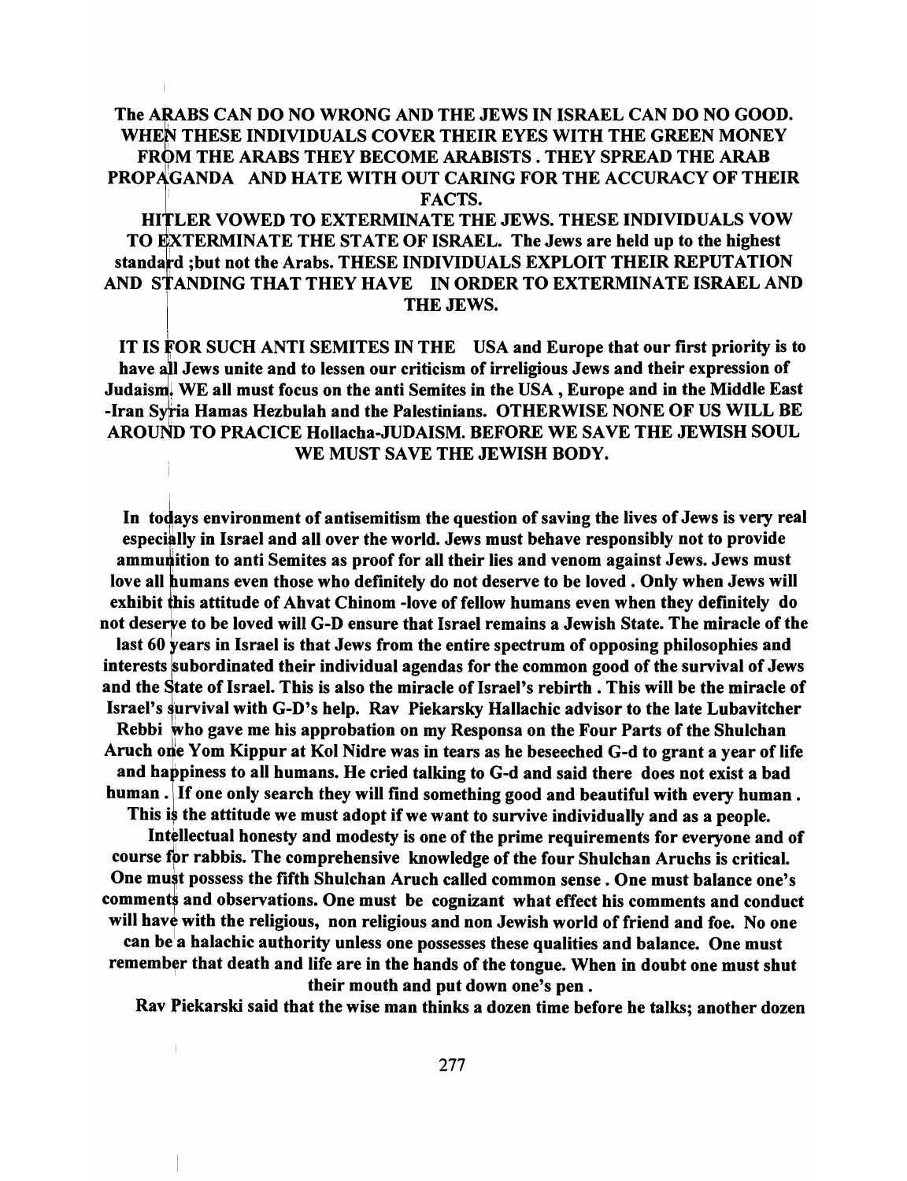**The ARABS CAN DO NO WRONG AND THE JEWS IN ISRAEL CAN DO NO GOOD. WHEN THESE INDIVIDUALS COVER THEIR EYES WITH THE GREEN MONEY FROM THE ARABS THEY BECOME ARABISTS . THEY SPREAD THE ARAB PROPAGANDA AND HATE WITH OUT CARING FOR THE ACCURACY OF THEIR FACTS.**

**HITLER VOWED TO EXTERMINATE THE JEWS. THESE INDIVIDUALS VOW TO EXTERMINATE THE STATE OF ISRAEL. The Jews are held up to the highest standard ;but not the Arabs. THESE INDIVIDUALS EXPLOIT THEIR REPUTATION AND STANDING THAT THEY HAVE IN ORDER TO EXTERMINATE ISRAEL AND THE JEWS.**

**IT IS FOR SUCH ANTI SEMITES IN THE USA and Europe that our first priority is to have all Jews unite and to lessen our criticism of irreligious Jews and their expression of Judaism. WE all must focus on the anti Semites in the USA , Europe and in the Middle East -Iran Syria Hamas Hezbulah and the Palestinians. OTHERWISE NONE OF US WILL BE AROUND TO PRACICE Hollacha-JUDAISM. BEFORE WE SAVE THE JEWISH SOUL WE MUST SAVE THE JEWISH BODY.**

**In todays environment of antisemitism the question of saving the lives of Jews is very real especially in Israel and all over the world. Jews must behave responsibly not to provide ammunition to anti Semites as proof for all their lies and venom against Jews. Jews must love all humans even those who definitely do not deserve to be loved . Only when Jews will exhibit this attitude of Ahvat Chinom -love of fellow humans even when they definitely do not deserve to be loved will G-D ensure that Israel remains a Jewish State. The miracle of the last 60 years in Israel is that Jews from the entire spectrum of opposing philosophies and interests subordinated their individual agendas for the common good of the survival of Jews and the State of Israel. This is also the miracle of Israel's rebirth . This will be the miracle of Israel's survival with G-D's help. Rav Piekarsky Hallachic advisor to the late Lubavitcher Rebbi who gave me his approbation on my Responsa on the Four Parts of the Shulchan Aruch one Yom Kippur at Kol Nidre was in tears as he beseeched G-d to grant a year of life and happiness to all humans. He cried talking to G-d and said there does not exist a bad human . If one only search they will find something good and beautiful with every human . This is the attitude we must adopt if we want to survive individually and as a people.**

**Intellectual honesty and modesty is one of the prime requirements for everyone and of course for rabbis. The comprehensive knowledge of the four Shulchan Aruchs is critical. One must possess the fifth Shulchan Aruch called common sense . One must balance one's comments and observations. One must be cognizant what effect his comments and conduct will have with the religious, non religious and non Jewish world of friend and foe. No one can be a halachic authority unless one possesses these qualities and balance. One must remember that death and life are in the hands of the tongue. When in doubt one must shut their mouth and put down one's pen .**

**Rav Piekarski said that the wise man thinks a dozen time before he talks; another dozen**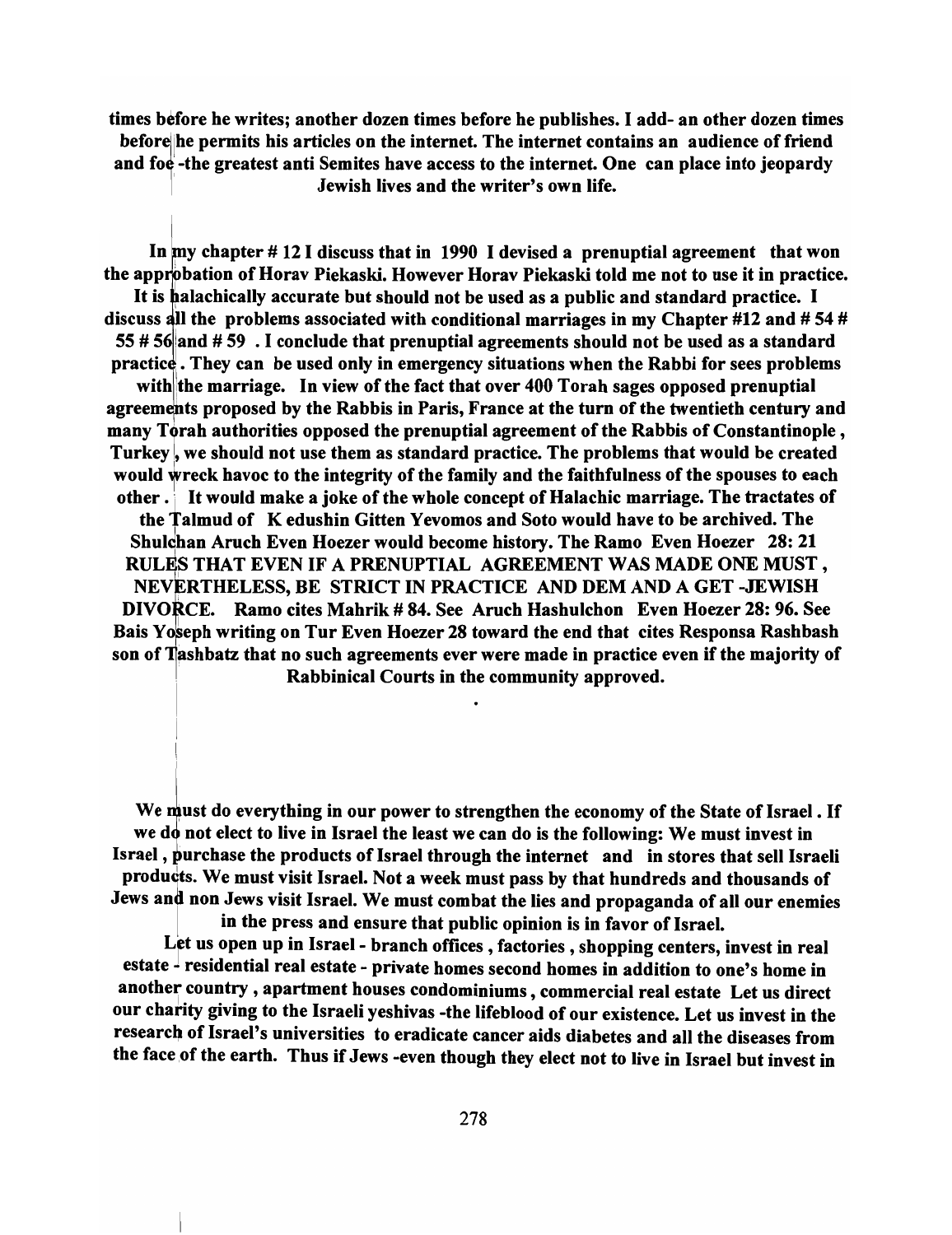**times before he writes; another dozen times before he publishes. I add- an other dozen times before he permits his articles on the internet. The internet contains an audience of friend and foe -the greatest anti Semites have access to the internet. One can place into jeopardy Jewish lives and the writer's own life.**

**In my chapter # 12 I discuss that in 1990 I devised a prenuptial agreement that won the approbation of Horav Piekaski. However Horav Piekaski told me not to use it in practice. It is halachically accurate but should not be used as a public and standard practice. I discuss all the problems associated with conditional marriages in my Chapter #12 and # 54 # 55 # 56 and # 59 . I conclude that prenuptial agreements should not be used as a standard practice . They can be used only in emergency situations when the Rabbi for sees problems with the marriage. In view of the fact that over 400 Torah sages opposed prenuptial agreements proposed by the Rabbis in Paris, France at the turn of the twentieth century and many Torah authorities opposed the prenuptial agreement of the Rabbis of Constantinople , Turkey , we should not use them as standard practice. The problems that would be created would wreck havoc to the integrity of the family and the faithfulness of the spouses to each other . It would make a joke of the whole concept of Halachic marriage. The tractates of the Talmud of K edushin Gitten Yevomos and Soto would have to be archived. The Shulchan Aruch Even Hoezer would become history. The Ramo Even Hoezer 28: 21 RULES THAT EVEN IF A PRENUPTIAL AGREEMENT WAS MADE ONE MUST , NEVERTHELESS, BE STRICT IN PRACTICE AND DEM AND A GET -JEWISH DIVORCE. Ramo cites Mahrik # 84. See Aruch Hashulchon Even Hoezer 28: 96. See Bais Yoseph writing on Tur Even Hoezer 28 toward the end that cites Responsa Rashbash son of Tashbatz that no such agreements ever were made in practice even if the majority of Rabbinical Courts in the community approved.**

**We must do everything in our power to strengthen the economy of the State of Israel . If we do not elect to live in Israel the least we can do is the following: We must invest in Israel , purchase the products of Israel through the internet and in stores that sell Israeli products. We must visit Israel. Not a week must pass by that hundreds and thousands of Jews and non Jews visit Israel. We must combat the lies and propaganda of all our enemies in the press and ensure that public opinion is in favor of Israel.**

**Let us open up in Israel - branch offices , factories , shopping centers, invest in real estate - residential real estate - private homes second homes in addition to one's home in another country , apartment houses condominiums , commercial real estate Let us direct our charity giving to the Israeli yeshivas -the lifeblood of our existence. Let us invest in the research of Israel's universities to eradicate cancer aids diabetes and all the diseases from the face of the earth. Thus if Jews -even though they elect not to live in Israel but invest in**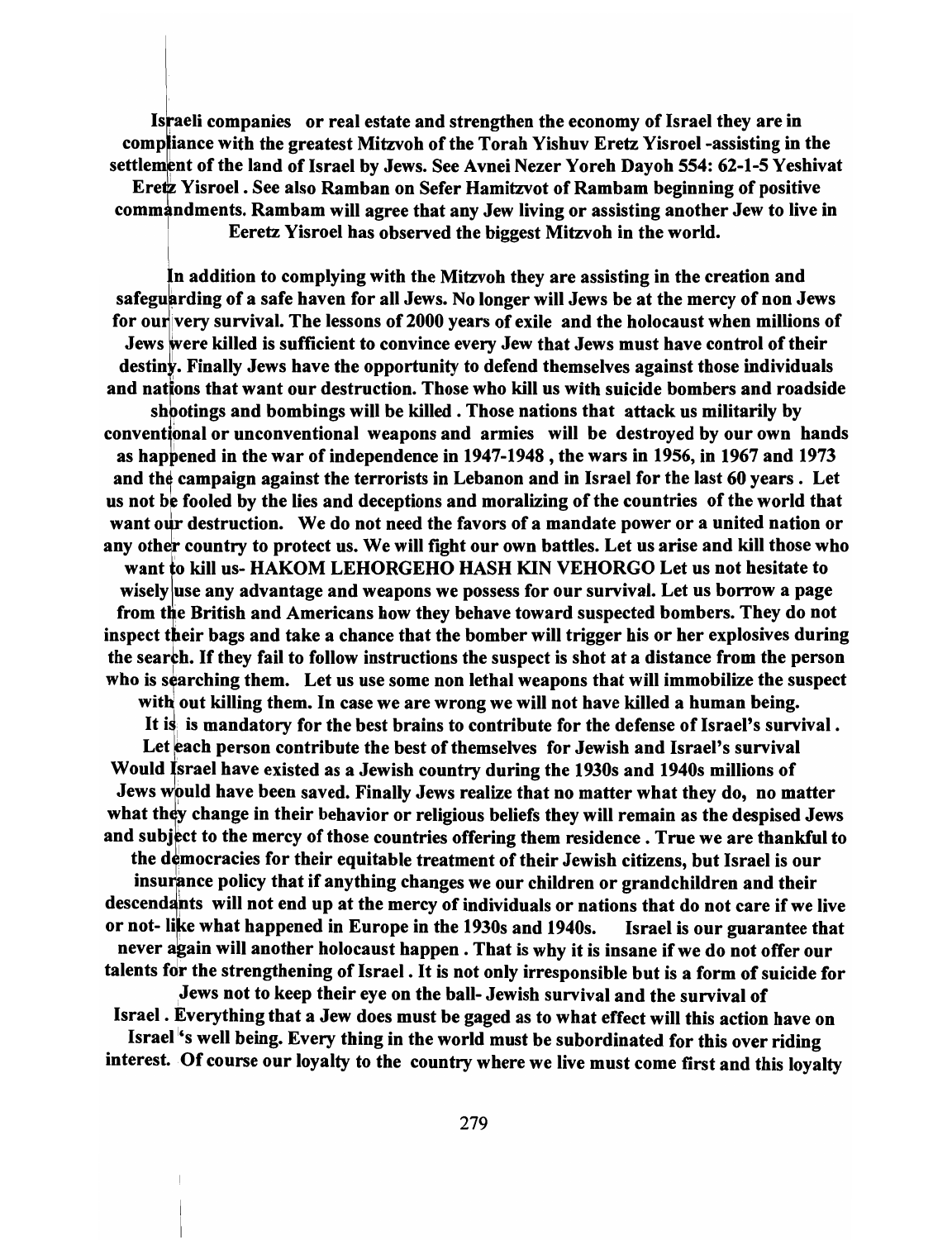**Israeli companies or real estate and strengthen the economy of Israel they are in compliance with the greatest Mitzvoh of the Torah Yishuv Eretz Yisroel -assisting in the settlement of the land of Israel by Jews. See Avnei Nezer Yoreh Dayoh 554: 62-1-5 Yeshivat Eretz Yisroel . See also Ramban on Sefer Hamitzvot of Rambam beginning of positive commandments. Rambam will agree that any Jew living or assisting another Jew to live in Eeretz Yisroel has observed the biggest Mitzvoh in the world.**

**In addition to complying with the Mitzvoh they are assisting in the creation and safeguarding of a safe haven for all Jews. No longer will Jews be at the mercy of non Jews for our very survival. The lessons of 2000 years of exile and the holocaust when millions of Jews were killed is sufficient to convince every Jew that Jews must have control of their destiny. Finally Jews have the opportunity to defend themselves against those individuals and nations that want our destruction. Those who kill us with suicide bombers and roadside shootings and bombings will be killed . Those nations that attack us militarily by conventional or unconventional weapons and armies will be destroyed by our own hands as happened in the war of independence in 1947-1948 , the wars in 1956, in 1967 and 1973 and the campaign against the terrorists in Lebanon and in Israel for the last 60 years . Let us not be fooled by the lies and deceptions and moralizing of the countries of the world that want our destruction. We do not need the favors of a mandate power or a united nation or any other country to protect us. We will fight our own battles. Let us arise and kill those who want to kill us- HAKOM LEHORGEHO HASH KIN VEHORGO Let us not hesitate to wisely use any advantage and weapons we possess for our survival. Let us borrow a page from the British and Americans how they behave toward suspected bombers. They do not inspect their bags and take a chance that the bomber will trigger his or her explosives during the search. If they fail to follow instructions the suspect is shot at a distance from the person who is searching them. Let us use some non lethal weapons that will immobilize the suspect with out killing them. In case we are wrong we will not have killed a human being.**

**It is is mandatory for the best brains to contribute for the defense of Israel's survival . Let each person contribute the best of themselves for Jewish and Israel's survival Would Israel have existed as a Jewish country during the 1930s and 1940s millions of Jews would have been saved. Finally Jews realize that no matter what they do, no matter what they change in their behavior or religious beliefs they will remain as the despised Jews and subject to the mercy of those countries offering them residence . True we are thankful to the democracies for their equitable treatment of their Jewish citizens, but Israel is our insurance policy that if anything changes we our children or grandchildren and their descendants will not end up at the mercy of individuals or nations that do not care if we live or not- like what happened in Europe in the 1930s and 1940s. Israel is our guarantee that never again will another holocaust happen . That is why it is insane if we do not offer our talents for the strengthening of Israel . It is not only irresponsible but is a form of suicide for Jews not to keep their eye on the ball- Jewish survival and the survival of Israel . Everything that a Jew does must be gaged as to what effect will this action have on Israel 's well being. Every thing in the world must be subordinated for this over riding interest. Of course our loyalty to the country where we live must come first and this loyalty**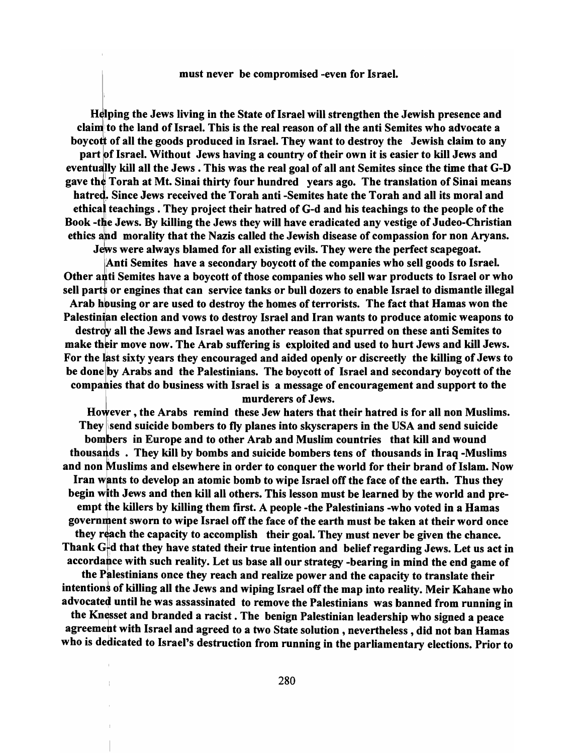**must never be compromised -even for Israel.**

**Helping the Jews living in the State of Israel will strengthen the Jewish presence and claim to the land of Israel. This is the real reason of all the anti Semites who advocate a boycott of all the goods produced in Israel. They want to destroy the Jewish claim to any part of Israel. Without Jews having a country of their own it is easier to kill Jews and eventually kill all the Jews . This was the real goal of all ant Semites since the time that G-D gave the Torah at Mt. Sinai thirty four hundred years ago. The translation of Sinai means hatred. Since Jews received the Torah anti -Semites hate the Torah and all its moral and ethical teachings . They project their hatred of G-d and his teachings to the people of the Book -the Jews. By killing the Jews they will have eradicated any vestige of Judeo-Christian ethics and morality that the Nazis called the Jewish disease of compassion for non Aryans. Jews were always blamed for all existing evils. They were the perfect scapegoat.**

**Anti Semites have a secondary boycott of the companies who sell goods to Israel. Other anti Semites have a boycott of those companies who sell war products to Israel or who sell parts or engines that can service tanks or bull dozers to enable Israel to dismantle illegal Arab housing or are used to destroy the homes of terrorists. The fact that Hamas won the Palestinian election and vows to destroy Israel and Iran wants to produce atomic weapons to destroy all the Jews and Israel was another reason that spurred on these anti Semites to make their move now. The Arab suffering is exploited and used to hurt Jews and kill Jews. For the last sixty years they encouraged and aided openly or discreetly the killing of Jews to be done by Arabs and the Palestinians. The boycott of Israel and secondary boycott of the companies that do business with Israel is a message of encouragement and support to the murderers of Jews.**

**However , the Arabs remind these Jew haters that their hatred is for all non Muslims. They send suicide bombers to fly planes into skyscrapers in the USA and send suicide bombers in Europe and to other Arab and Muslim countries that kill and wound thousands . They kill by bombs and suicide bombers tens of thousands in Iraq -Muslims and non Muslims and elsewhere in order to conquer the world for their brand of Islam. Now Iran wants to develop an atomic bomb to wipe Israel off the face of the earth. Thus they begin with Jews and then kill all others. This lesson must be learned by the world and pre-empt the killers by killing them first. A people -the Palestinians -who voted in a Hamas government sworn to wipe Israel off the face of the earth must be taken at their word once they reach the capacity to accomplish their goal. They must never be given the chance. Thank G-d that they have stated their true intention and belief regarding Jews. Let us act in accordance with such reality. Let us base all our strategy -bearing in mind the end game of the Palestinians once they reach and realize power and the capacity to translate their intentions of killing all the Jews and wiping Israel off the map into reality. Meir Kahane who advocated until he was assassinated to remove the Palestinians was banned from running in the Knesset and branded a racist . The benign Palestinian leadership who signed a peace agreement with Israel and agreed to a two State solution , nevertheless , did not ban Hamas who is dedicated to Israel's destruction from running in the parliamentary elections. Prior to**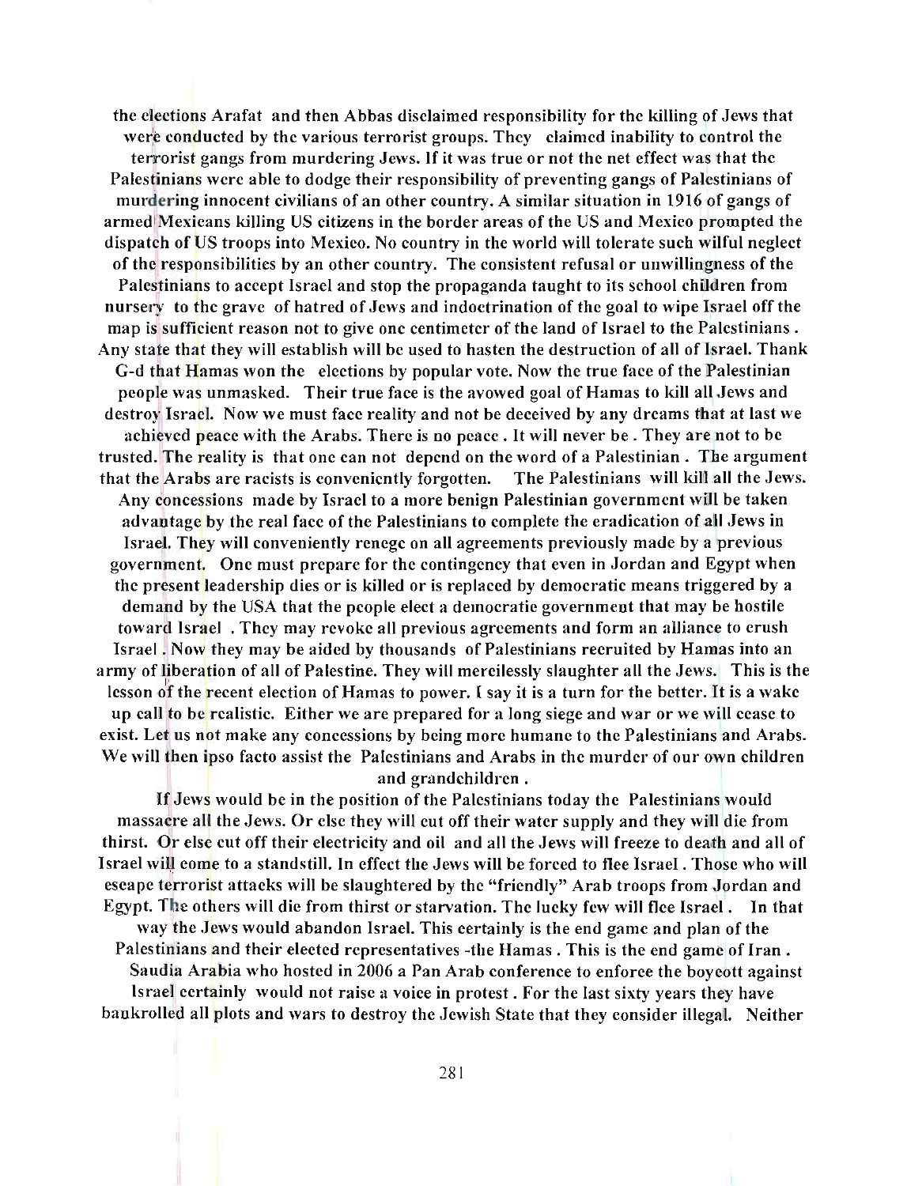the elections Arafat and then Abbas disclaimed responsibility for the killing of Jews that were conducted by the various terrorist groups. They claimed inability to control the terrorist gangs from murdering Jews. If it was true or not the net effect was that the Palestinians were able to dodge their responsibility of preventing gangs of Palestinians of murdering innocent civilians of an other country. A similar situation in 1916 of gangs of armed Mexicans killing US citizens in the border areas of the US and Mexico prompted the dispatch of US troops into Mexico. No country in the world will tolerate such wilful neglect of the responsibilities by an other country. The consistent refusal or unwillingness of the Palestinians to accept Israel and stop the propaganda taught to its school children from nursery to the grave of hatred of Jews and indoctrination of the goal to wipe Israel off the map is sufficient reason not to give one centimeter of the land of Israel to the Palestinians . Any state that they will establish will be used to hasten the destruction of all of Israel. Thank G-d that Hamas won the elections by popular vote. Now the true face of the Palestinian people was unmasked. Their true face is the avowed goal of Hamas to kill all Jews and destroy Israel. Now we must face reality and not be deceived by any dreams that at last we achieved peace with the Arabs. There is no peace . It will never be . They are not to be trusted. The reality is that one can not depend on the word of a Palestinian . The argument that the Arabs are racists is conveniently forgotten. The Palestinians will kill all the Jews. Any concessions made by Israel to a more benign Palestinian government will be taken advantage by the real face of the Palestinians to complete the eradication of all Jews in Israel. They will conveniently renege on all agreements previously made by a previous government. One must prepare for the contingency that even in Jordan and Egypt when the present leadership dies or is killed or is replaced by democratic means triggered by a demand by the USA that the people elect a democratic government that may be hostile toward Israel . They may revoke all previous agreements and form an alliance to crush Israel . Now they may be aided by thousands of Palestinians recruited by Hamas into an army of liberation of all of Palestine. They will mercilessly slaughter all the Jews. This is the lesson of the recent election of Hamas to power. I say it is a turn for the better. It is a wake up call to be realistic. Either we are prepared for a long siege and war or we will cease to exist. Let us not make any concessions by being more humane to the Palestinians and Arabs. We will then ipso facto assist the Palestinians and Arabs in the murder of our own children and grandchildren .

If Jews would be in the position of the Palestinians today the Palestinians would massacre all the Jews. Or else they will cut off their water supply and they will die from thirst. Or else cut off their electricity and oil and all the Jews will freeze to death and all of Israel will come to a standstill. In effect the Jews will be forced to flee Israel . Those who will escape terrorist attacks will be slaughtered by the "friendly" Arab troops from Jordan and Egypt. The others will die from thirst or starvation. The lucky few will flee Israel . In that way the Jews would abandon Israel. This certainly is the end game and plan of the Palestinians and their elected representatives -the Hamas . This is the end game of Iran . Saudia Arabia who hosted in 2006 a Pan Arab conference to enforce the boycott against Israel certainly would not raise a voice in protest . For the last sixty years they have bankrolled all plots and wars to destroy the Jewish State that they consider illegal. Neither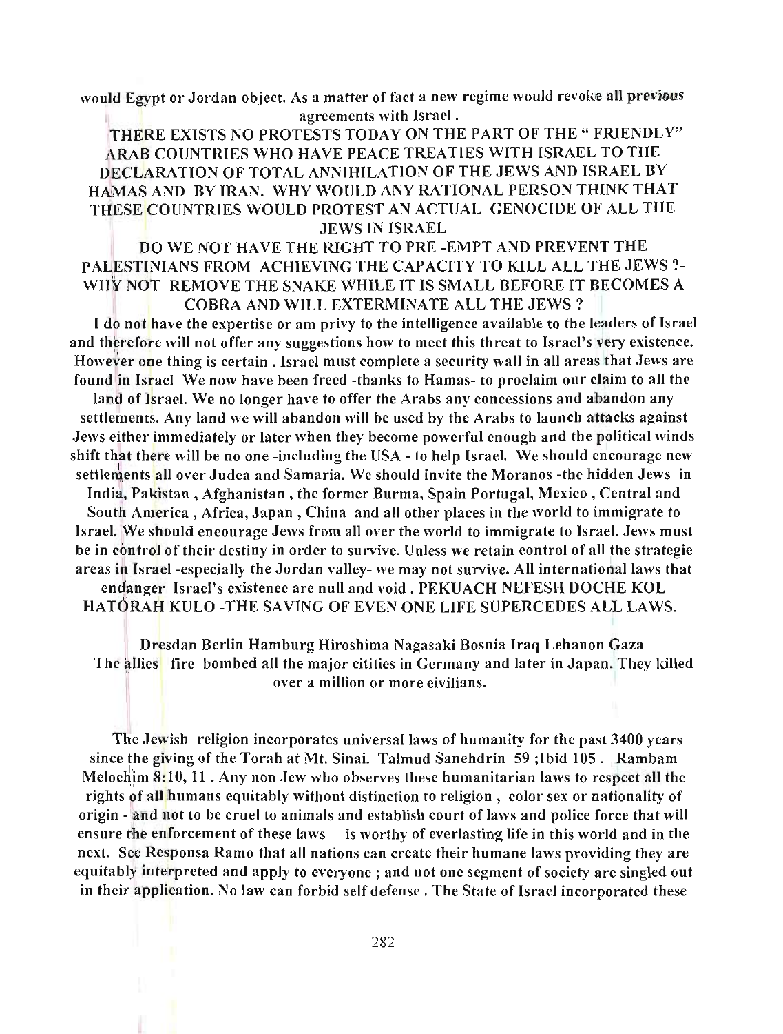would Egypt or Jordan object. As a matter of fact a new regime would revoke all previous agreements with Israel .

THERE EXISTS NO PROTESTS TODAY ON THE PART OF THE " FRIENDLY" ARAB COUNTRIES WHO HAVE PEACE TREATIES WITH ISRAEL TO THE DECLARATION OF TOTAL ANNIHILATION OF THE JEWS AND ISRAEL BY HAMAS AND BY IRAN. WHY WOULD ANY RATIONAL PERSON THINK THAT THESE COUNTRIES WOULD PROTEST AN ACTUAL GENOCIDE OF ALL THE JEWS IN ISRAEL

DO WE NOT HAVE THE RIGHT TO PRE -EMPT AND PREVENT THE PALESTINIANS FROM ACHIEVING THE CAPACITY TO KILL ALL THE JEWS ?- WHY NOT REMOVE THE SNAKE WHILE IT IS SMALL BEFORE IT BECOMES A COBRA AND WILL EXTERMINATE ALL THE JEWS ?

I do not have the expertise or am privy to the intelligence available to the leaders of Israel and therefore will not offer any suggestions how to meet this threat to Israel's very existence. However one thing is certain . Israel must complete a security wall in all areas that Jews are found in Israel We now have been freed -thanks to Hamas- to proclaim our claim to all the land of Israel. We no longer have to offer the Arabs any concessions and abandon any settlements. Any land we will abandon will be used by the Arabs to launch attacks against Jews either immediately or later when they become powerful enough and the political winds shift that there will be no one -including the USA - to help Israel. We should encourage new settlements all over Judea and Samaria. We should invite the Moranos -the hidden Jews in India, Pakistan , Afghanistan , the former Burma, Spain Portugal, Mexico , Central and South America , Africa, Japan , China and all other places in the world to immigrate to Israel. We should encourage Jews from all over the world to immigrate to Israel. Jews must be in control of their destiny in order to survive. Unless we retain control of all the strategic areas in Israel -especially the Jordan valley- we may not survive. All international laws that endanger Israel's existence are null and void . PEKUACH NEFESH DOCHE KOL HATORAH KULO -THE SAVING OF EVEN ONE LIFE SUPERCEDES ALL LAWS.

Dresdan Berlin Hamburg Hiroshima Nagasaki Bosnia Iraq Lebanon Gaza
The allies fire bombed all the major citities in Germany and later in Japan. They killed over a million or more civilians.

The Jewish religion incorporates universal laws of humanity for the past 3400 years since the giving of the Torah at Mt. Sinai. Talmud Sanehdrin 59 ;Ibid 105 . Rambam Melochim 8:10, 11 . Any non Jew who observes these humanitarian laws to respect all the rights of all humans equitably without distinction to religion , color sex or nationality of origin - and not to be cruel to animals and establish court of laws and police force that will ensure the enforcement of these laws is worthy of everlasting life in this world and in the next. See Responsa Ramo that all nations can create their humane laws providing they are equitably interpreted and apply to everyone ; and not one segment of society are singled out in their application. No law can forbid self defense . The State of Israel incorporated these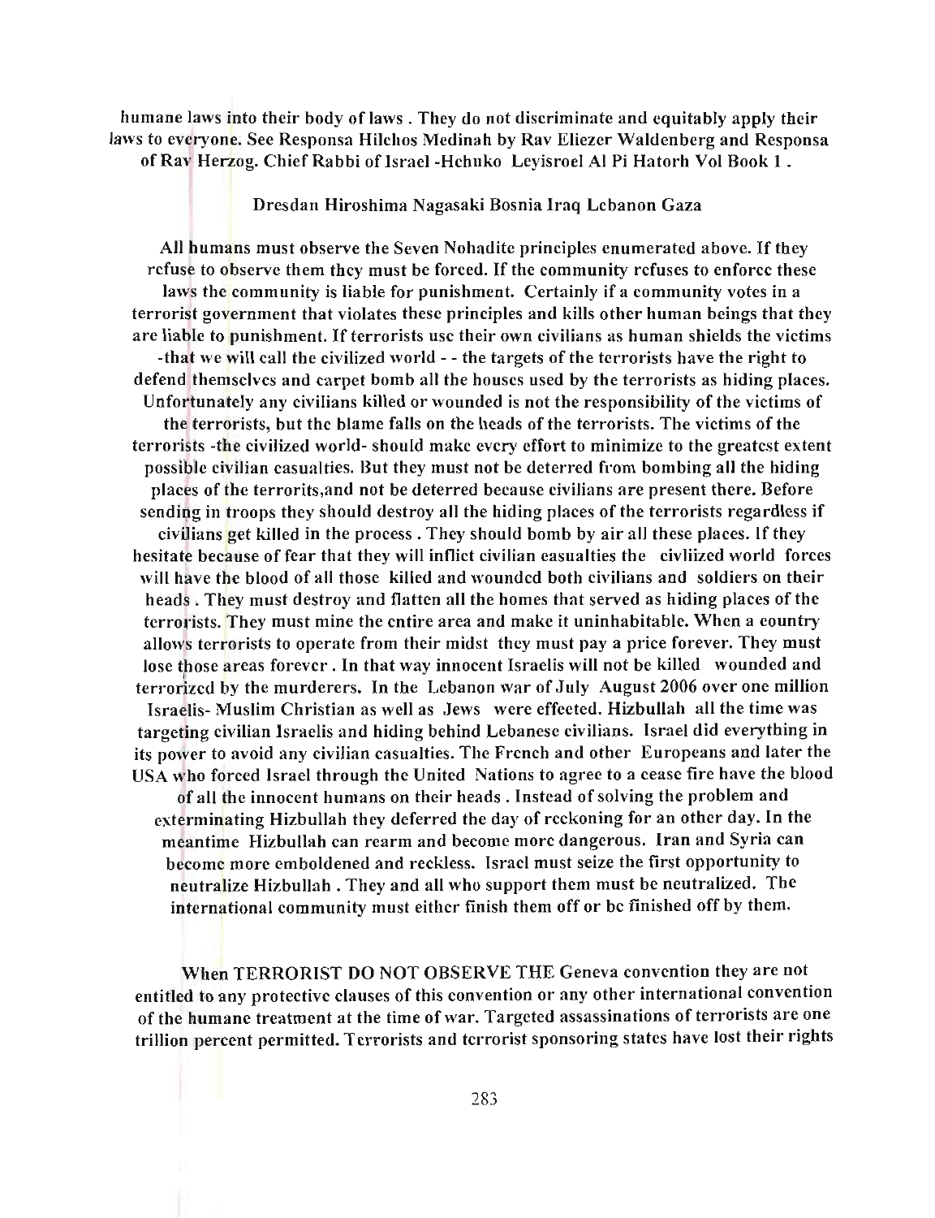humane laws into their body of laws . They do not discriminate and equitably apply their laws to everyone. See Responsa Hilchos Medinah by Rav Eliezer Waldenberg and Responsa of Rav Herzog. Chief Rabbi of Israel -Hchuko Leyisroel Al Pi Hatorh Vol Book 1 .

Dresdan Hiroshima Nagasaki Bosnia Iraq Lebanon Gaza

All humans must observe the Seven Nohadite principles enumerated above. If they refuse to observe them they must be forced. If the community refuses to enforce these laws the community is liable for punishment. Certainly if a community votes in a terrorist government that violates these principles and kills other human beings that they are liable to punishment. If terrorists use their own civilians as human shields the victims -that we will call the civilized world - - the targets of the terrorists have the right to defend themselves and carpet bomb all the houses used by the terrorists as hiding places. Unfortunately any civilians killed or wounded is not the responsibility of the victims of the terrorists, but the blame falls on the heads of the terrorists. The victims of the terrorists -the civilized world- should make every effort to minimize to the greatest extent possible civilian casualties. But they must not be deterred from bombing all the hiding places of the terrorits,and not be deterred because civilians are present there. Before sending in troops they should destroy all the hiding places of the terrorists regardless if civilians get killed in the process . They should bomb by air all these places. If they hesitate because of fear that they will inflict civilian casualties the civliized world forces will have the blood of all those killed and wounded both civilians and soldiers on their heads . They must destroy and flatten all the homes that served as hiding places of the terrorists. They must mine the entire area and make it uninhabitable. When a country allows terrorists to operate from their midst they must pay a price forever. They must lose those areas forever . In that way innocent Israelis will not be killed wounded and terrorized by the murderers. In the Lebanon war of July August 2006 over one million Israelis- Muslim Christian as well as Jews were effected. Hizbullah all the time was targeting civilian Israelis and hiding behind Lebanese civilians. Israel did everything in its power to avoid any civilian casualties. The French and other Europeans and later the USA who forced Israel through the United Nations to agree to a cease fire have the blood of all the innocent humans on their heads . Instead of solving the problem and exterminating Hizbullah they deferred the day of reckoning for an other day. In the meantime Hizbullah can rearm and become more dangerous. Iran and Syria can become more emboldened and reckless. Israel must seize the first opportunity to neutralize Hizbullah . They and all who support them must be neutralized. The international community must either finish them off or be finished off by them.

When TERRORIST DO NOT OBSERVE THE Geneva convention they are not entitled to any protective clauses of this convention or any other international convention of the humane treatment at the time of war. Targeted assassinations of terrorists are one trillion percent permitted. Terrorists and terrorist sponsoring states have lost their rights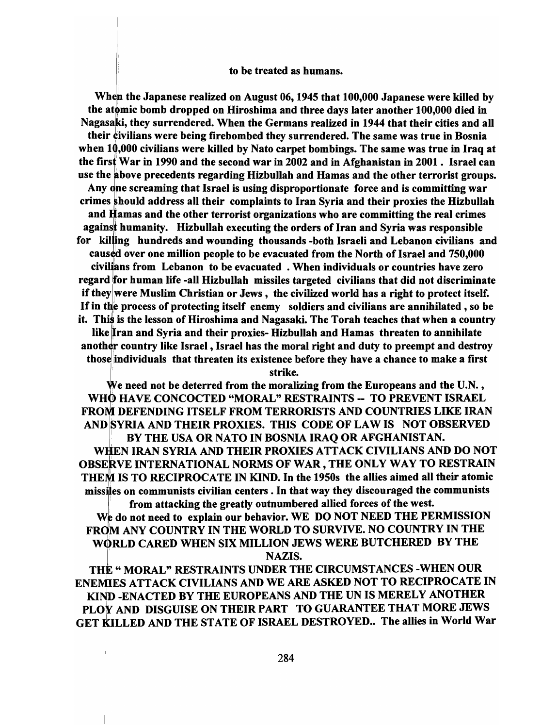**to be treated as humans.**

**When the Japanese realized on August 06, 1945 that 100,000 Japanese were killed by the atomic bomb dropped on Hiroshima and three days later another 100,000 died in Nagasaki, they surrendered. When the Germans realized in 1944 that their cities and all their civilians were being firebombed they surrendered. The same was true in Bosnia when 10,000 civilians were killed by Nato carpet bombings. The same was true in Iraq at the first War in 1990 and the second war in 2002 and in Afghanistan in 2001 . Israel can use the above precedents regarding Hizbullah and Hamas and the other terrorist groups. Any one screaming that Israel is using disproportionate force and is committing war crimes should address all their complaints to Iran Syria and their proxies the Hizbullah and Hamas and the other terrorist organizations who are committing the real crimes against humanity. Hizbullah executing the orders of Iran and Syria was responsible for killing hundreds and wounding thousands -both Israeli and Lebanon civilians and caused over one million people to be evacuated from the North of Israel and 750,000 civilians from Lebanon to be evacuated . When individuals or countries have zero regard for human life -all Hizbullah missiles targeted civilians that did not discriminate if they were Muslim Christian or Jews , the civilized world has a right to protect itself. If in the process of protecting itself enemy soldiers and civilians are annihilated , so be it. This is the lesson of Hiroshima and Nagasaki. The Torah teaches that when a country like Iran and Syria and their proxies- Hizbullah and Hamas threaten to annihilate another country like Israel , Israel has the moral right and duty to preempt and destroy those individuals that threaten its existence before they have a chance to make a first strike.**

**We need not be deterred from the moralizing from the Europeans and the U.N. , WHO HAVE CONCOCTED "MORAL" RESTRAINTS -- TO PREVENT ISRAEL FROM DEFENDING ITSELF FROM TERRORISTS AND COUNTRIES LIKE IRAN AND SYRIA AND THEIR PROXIES. THIS CODE OF LAW IS NOT OBSERVED BY THE USA OR NATO IN BOSNIA IRAQ OR AFGHANISTAN.**

**WHEN IRAN SYRIA AND THEIR PROXIES ATTACK CIVILIANS AND DO NOT OBSERVE INTERNATIONAL NORMS OF WAR , THE ONLY WAY TO RESTRAIN THEM IS TO RECIPROCATE IN KIND. In the 1950s the allies aimed all their atomic missiles on communists civilian centers . In that way they discouraged the communists from attacking the greatly outnumbered allied forces of the west.**

**We do not need to explain our behavior. WE DO NOT NEED THE PERMISSION FROM ANY COUNTRY IN THE WORLD TO SURVIVE. NO COUNTRY IN THE WORLD CARED WHEN SIX MILLION JEWS WERE BUTCHERED BY THE NAZIS.**

**THE " MORAL" RESTRAINTS UNDER THE CIRCUMSTANCES -WHEN OUR ENEMIES ATTACK CIVILIANS AND WE ARE ASKED NOT TO RECIPROCATE IN KIND -ENACTED BY THE EUROPEANS AND THE UN IS MERELY ANOTHER PLOY AND DISGUISE ON THEIR PART TO GUARANTEE THAT MORE JEWS GET KILLED AND THE STATE OF ISRAEL DESTROYED.. The allies in World War**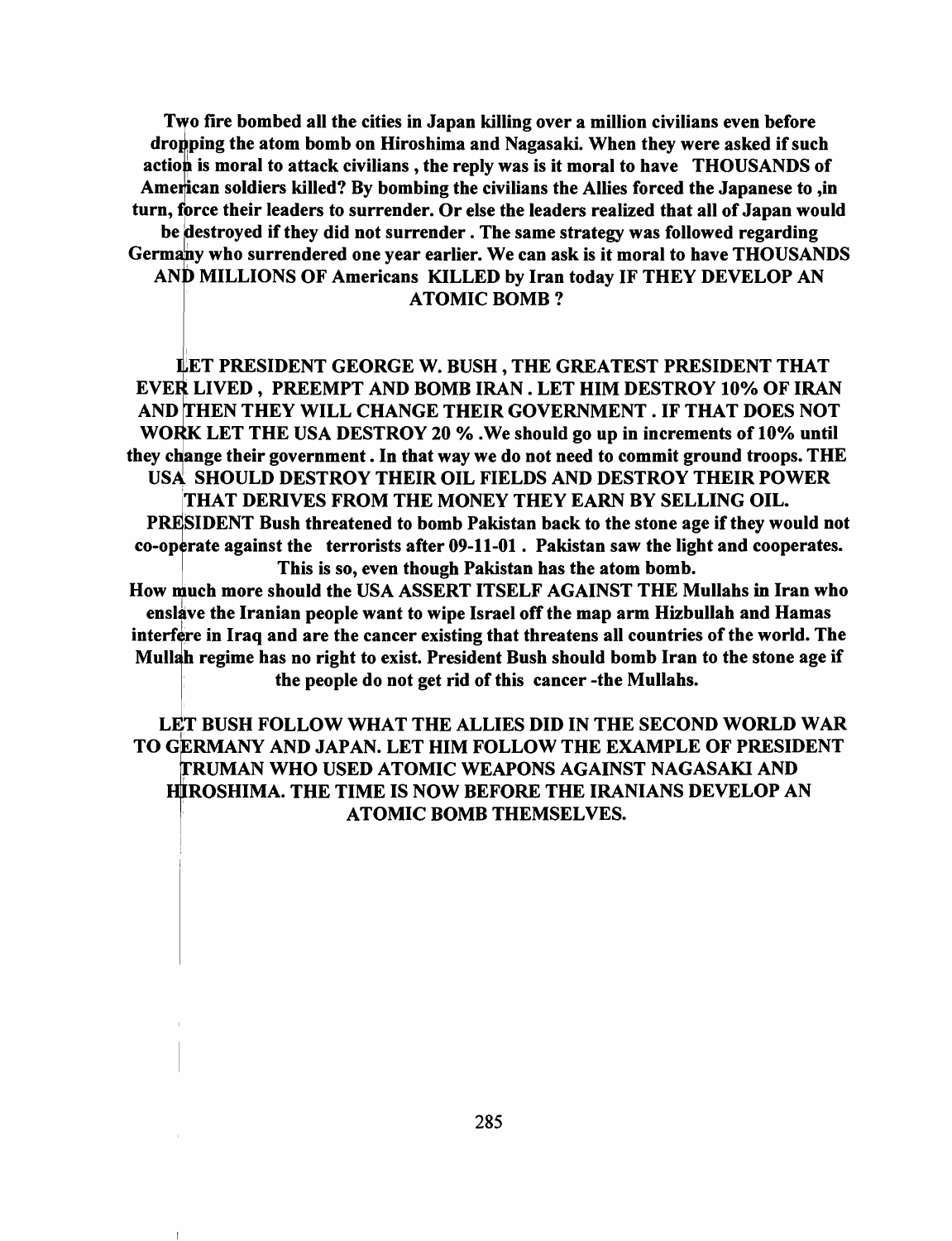**Two fire bombed all the cities in Japan killing over a million civilians even before dropping the atom bomb on Hiroshima and Nagasaki. When they were asked if such action is moral to attack civilians , the reply was is it moral to have THOUSANDS of American soldiers killed? By bombing the civilians the Allies forced the Japanese to ,in turn, force their leaders to surrender. Or else the leaders realized that all of Japan would be destroyed if they did not surrender . The same strategy was followed regarding Germany who surrendered one year earlier. We can ask is it moral to have THOUSANDS AND MILLIONS OF Americans KILLED by Iran today IF THEY DEVELOP AN ATOMIC BOMB ?**

**LET PRESIDENT GEORGE W. BUSH , THE GREATEST PRESIDENT THAT EVER LIVED , PREEMPT AND BOMB IRAN . LET HIM DESTROY 10% OF IRAN AND THEN THEY WILL CHANGE THEIR GOVERNMENT . IF THAT DOES NOT WORK LET THE USA DESTROY 20 % .We should go up in increments of 10% until they change their government . In that way we do not need to commit ground troops. THE USA SHOULD DESTROY THEIR OIL FIELDS AND DESTROY THEIR POWER THAT DERIVES FROM THE MONEY THEY EARN BY SELLING OIL.**

**PRESIDENT Bush threatened to bomb Pakistan back to the stone age if they would not co-operate against the terrorists after 09-11-01 . Pakistan saw the light and cooperates. This is so, even though Pakistan has the atom bomb.**

**How much more should the USA ASSERT ITSELF AGAINST THE Mullahs in Iran who enslave the Iranian people want to wipe Israel off the map arm Hizbullah and Hamas interfere in Iraq and are the cancer existing that threatens all countries of the world. The Mullah regime has no right to exist. President Bush should bomb Iran to the stone age if the people do not get rid of this cancer -the Mullahs.**

**LET BUSH FOLLOW WHAT THE ALLIES DID IN THE SECOND WORLD WAR TO GERMANY AND JAPAN. LET HIM FOLLOW THE EXAMPLE OF PRESIDENT TRUMAN WHO USED ATOMIC WEAPONS AGAINST NAGASAKI AND HIROSHIMA. THE TIME IS NOW BEFORE THE IRANIANS DEVELOP AN ATOMIC BOMB THEMSELVES.**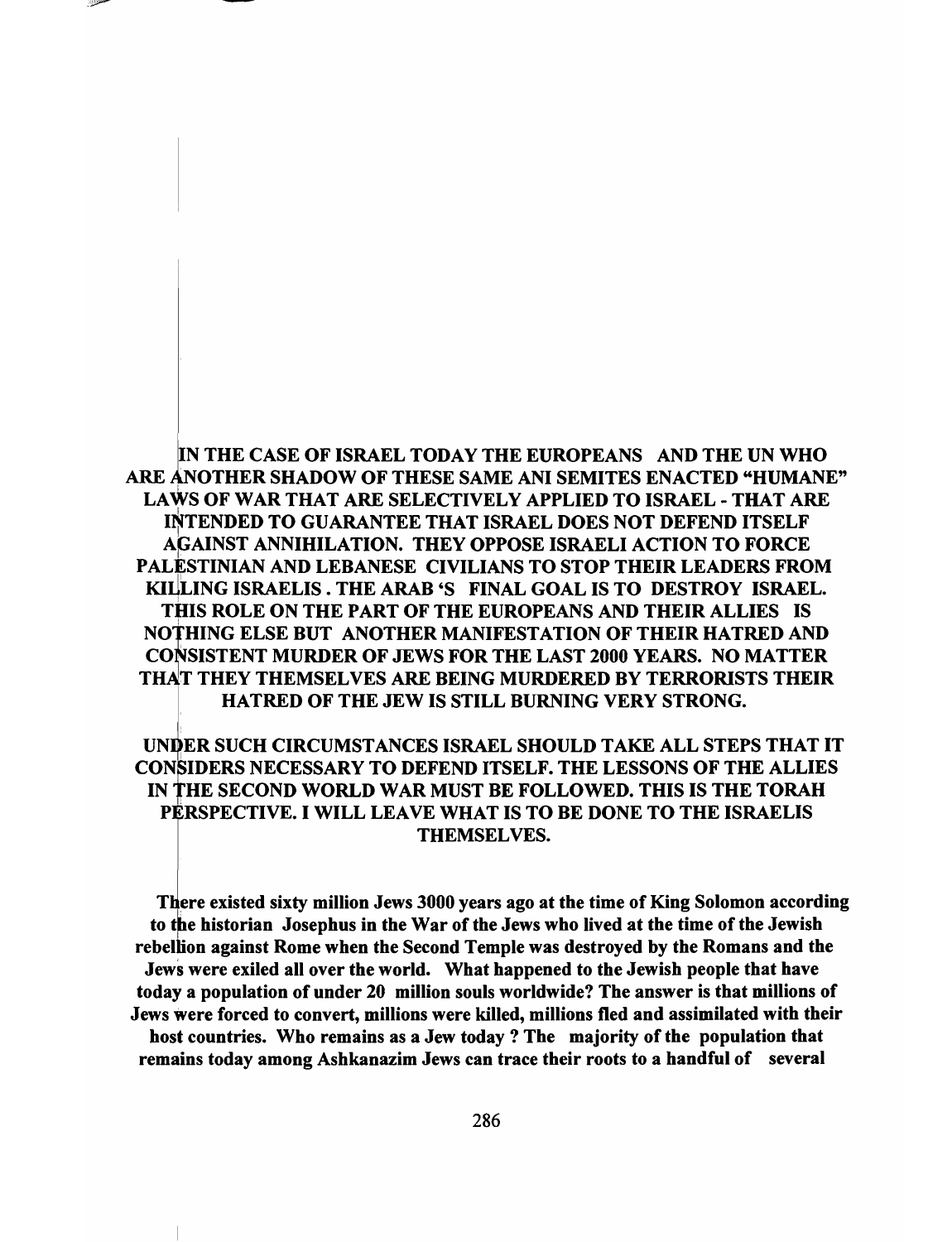**IN THE CASE OF ISRAEL TODAY THE EUROPEANS AND THE UN WHO ARE ANOTHER SHADOW OF THESE SAME ANI SEMITES ENACTED "HUMANE" LAWS OF WAR THAT ARE SELECTIVELY APPLIED TO ISRAEL - THAT ARE INTENDED TO GUARANTEE THAT ISRAEL DOES NOT DEFEND ITSELF AGAINST ANNIHILATION. THEY OPPOSE ISRAELI ACTION TO FORCE PALESTINIAN AND LEBANESE CIVILIANS TO STOP THEIR LEADERS FROM KILLING ISRAELIS . THE ARAB 'S FINAL GOAL IS TO DESTROY ISRAEL. THIS ROLE ON THE PART OF THE EUROPEANS AND THEIR ALLIES IS NOTHING ELSE BUT ANOTHER MANIFESTATION OF THEIR HATRED AND CONSISTENT MURDER OF JEWS FOR THE LAST 2000 YEARS. NO MATTER THAT THEY THEMSELVES ARE BEING MURDERED BY TERRORISTS THEIR HATRED OF THE JEW IS STILL BURNING VERY STRONG.**

**UNDER SUCH CIRCUMSTANCES ISRAEL SHOULD TAKE ALL STEPS THAT IT CONSIDERS NECESSARY TO DEFEND ITSELF. THE LESSONS OF THE ALLIES IN THE SECOND WORLD WAR MUST BE FOLLOWED. THIS IS THE TORAH PERSPECTIVE. I WILL LEAVE WHAT IS TO BE DONE TO THE ISRAELIS THEMSELVES.**

**There existed sixty million Jews 3000 years ago at the time of King Solomon according to the historian Josephus in the War of the Jews who lived at the time of the Jewish rebellion against Rome when the Second Temple was destroyed by the Romans and the Jews were exiled all over the world. What happened to the Jewish people that have today a population of under 20 million souls worldwide? The answer is that millions of Jews were forced to convert, millions were killed, millions fled and assimilated with their host countries. Who remains as a Jew today ? The majority of the population that remains today among Ashkanazim Jews can trace their roots to a handful of several**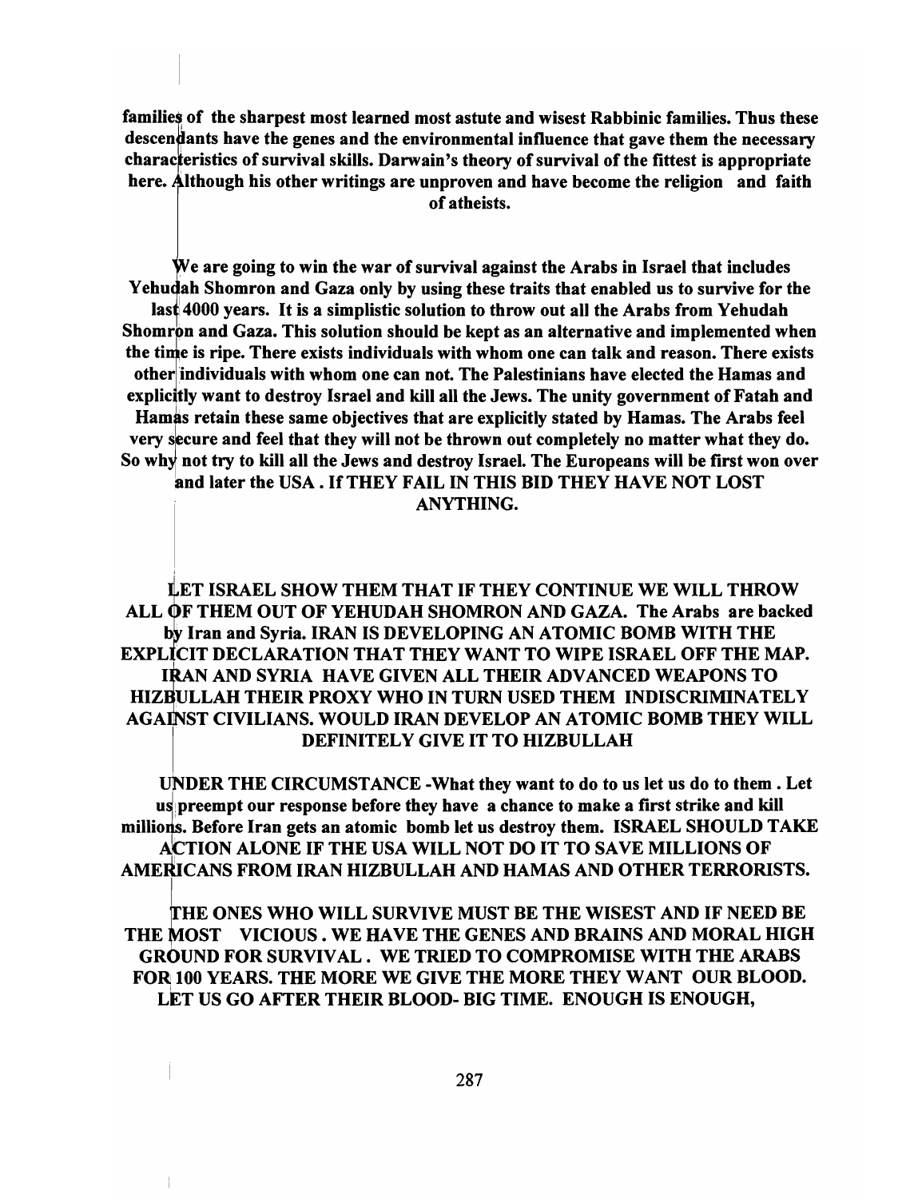**families of the sharpest most learned most astute and wisest Rabbinic families. Thus these descendants have the genes and the environmental influence that gave them the necessary characteristics of survival skills. Darwain's theory of survival of the fittest is appropriate here. Although his other writings are unproven and have become the religion and faith of atheists.**

**We are going to win the war of survival against the Arabs in Israel that includes Yehudah Shomron and Gaza only by using these traits that enabled us to survive for the last 4000 years. It is a simplistic solution to throw out all the Arabs from Yehudah Shomron and Gaza. This solution should be kept as an alternative and implemented when the time is ripe. There exists individuals with whom one can talk and reason. There exists other individuals with whom one can not. The Palestinians have elected the Hamas and explicitly want to destroy Israel and kill all the Jews. The unity government of Fatah and Hamas retain these same objectives that are explicitly stated by Hamas. The Arabs feel very secure and feel that they will not be thrown out completely no matter what they do. So why not try to kill all the Jews and destroy Israel. The Europeans will be first won over and later the USA . If THEY FAIL IN THIS BID THEY HAVE NOT LOST ANYTHING.**

**LET ISRAEL SHOW THEM THAT IF THEY CONTINUE WE WILL THROW ALL OF THEM OUT OF YEHUDAH SHOMRON AND GAZA. The Arabs are backed by Iran and Syria. IRAN IS DEVELOPING AN ATOMIC BOMB WITH THE EXPLICIT DECLARATION THAT THEY WANT TO WIPE ISRAEL OFF THE MAP. IRAN AND SYRIA HAVE GIVEN ALL THEIR ADVANCED WEAPONS TO HIZBULLAH THEIR PROXY WHO IN TURN USED THEM INDISCRIMINATELY AGAINST CIVILIANS. WOULD IRAN DEVELOP AN ATOMIC BOMB THEY WILL DEFINITELY GIVE IT TO HIZBULLAH**

**UNDER THE CIRCUMSTANCE -What they want to do to us let us do to them . Let us preempt our response before they have a chance to make a first strike and kill millions. Before Iran gets an atomic bomb let us destroy them. ISRAEL SHOULD TAKE ACTION ALONE IF THE USA WILL NOT DO IT TO SAVE MILLIONS OF AMERICANS FROM IRAN HIZBULLAH AND HAMAS AND OTHER TERRORISTS.**

**THE ONES WHO WILL SURVIVE MUST BE THE WISEST AND IF NEED BE THE MOST VICIOUS . WE HAVE THE GENES AND BRAINS AND MORAL HIGH GROUND FOR SURVIVAL . WE TRIED TO COMPROMISE WITH THE ARABS FOR 100 YEARS. THE MORE WE GIVE THE MORE THEY WANT OUR BLOOD. LET US GO AFTER THEIR BLOOD- BIG TIME. ENOUGH IS ENOUGH,**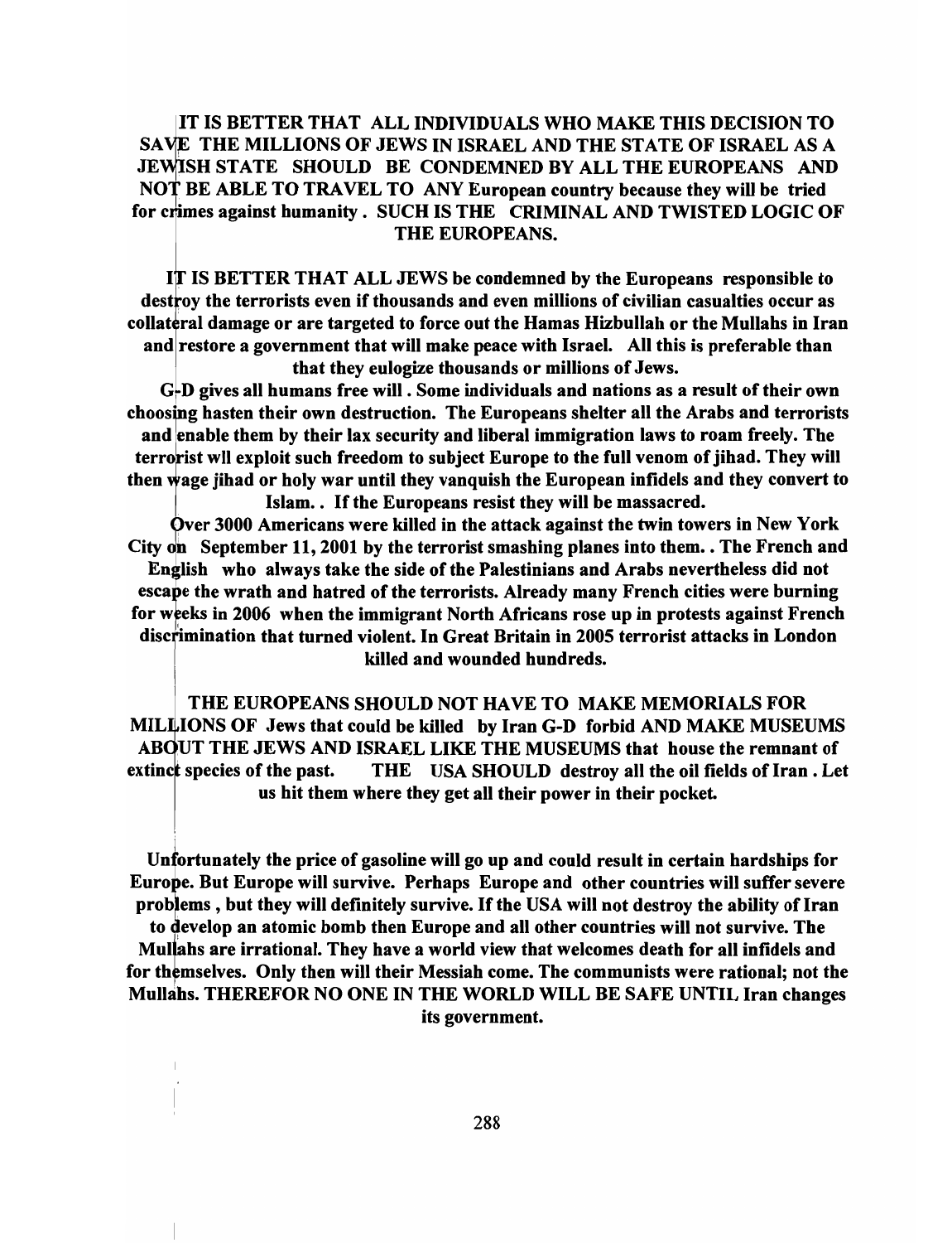IT IS BETTER THAT ALL INDIVIDUALS WHO MAKE THIS DECISION TO SAVE THE MILLIONS OF JEWS IN ISRAEL AND THE STATE OF ISRAEL AS A JEWISH STATE SHOULD BE CONDEMNED BY ALL THE EUROPEANS AND NOT BE ABLE TO TRAVEL TO ANY European country because they will be tried for crimes against humanity. SUCH IS THE CRIMINAL AND TWISTED LOGIC OF THE EUROPEANS.

IT IS BETTER THAT ALL JEWS be condemned by the Europeans responsible to destroy the terrorists even if thousands and even millions of civilian casualties occur as collateral damage or are targeted to force out the Hamas Hizbullah or the Mullahs in Iran and restore a government that will make peace with Israel. All this is preferable than that they eulogize thousands or millions of Jews.

G-D gives all humans free will. Some individuals and nations as a result of their own choosing hasten their own destruction. The Europeans shelter all the Arabs and terrorists and enable them by their lax security and liberal immigration laws to roam freely. The terrorist wll exploit such freedom to subject Europe to the full venom of jihad. They will then wage jihad or holy war until they vanquish the European infidels and they convert to Islam.. If the Europeans resist they will be massacred.

Over 3000 Americans were killed in the attack against the twin towers in New York City on September 11, 2001 by the terrorist smashing planes into them.. The French and English who always take the side of the Palestinians and Arabs nevertheless did not escape the wrath and hatred of the terrorists. Already many French cities were burning for weeks in 2006 when the immigrant North Africans rose up in protests against French discrimination that turned violent. In Great Britain in 2005 terrorist attacks in London killed and wounded hundreds.

THE EUROPEANS SHOULD NOT HAVE TO MAKE MEMORIALS FOR MILLIONS OF Jews that could be killed by Iran G-D forbid AND MAKE MUSEUMS ABOUT THE JEWS AND ISRAEL LIKE THE MUSEUMS that house the remnant of extinct species of the past. THE USA SHOULD destroy all the oil fields of Iran. Let us hit them where they get all their power in their pocket.

Unfortunately the price of gasoline will go up and could result in certain hardships for Europe. But Europe will survive. Perhaps Europe and other countries will suffer severe problems, but they will definitely survive. If the USA will not destroy the ability of Iran to develop an atomic bomb then Europe and all other countries will not survive. The Mullahs are irrational. They have a world view that welcomes death for all infidels and for themselves. Only then will their Messiah come. The communists were rational; not the Mullahs. THEREFOR NO ONE IN THE WORLD WILL BE SAFE UNTIL Iran changes its government.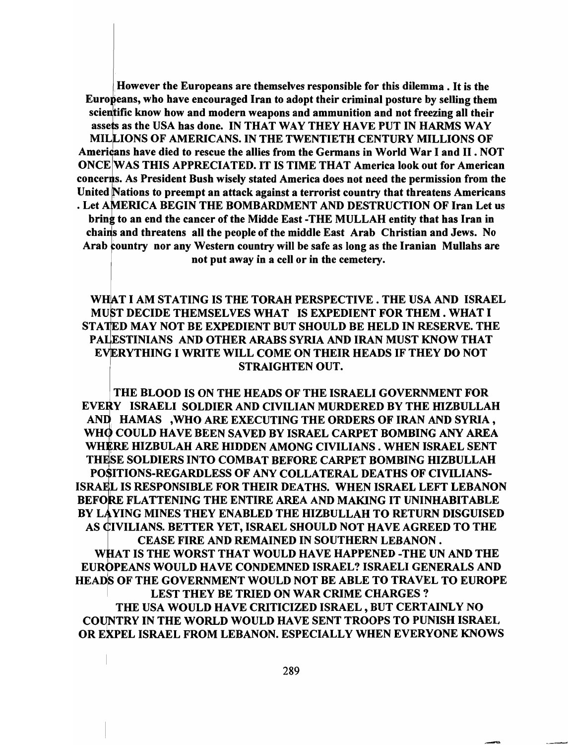**However the Europeans are themselves responsible for this dilemma . It is the Europeans, who have encouraged Iran to adopt their criminal posture by selling them scientific know how and modern weapons and ammunition and not freezing all their assets as the USA has done. IN THAT WAY THEY HAVE PUT IN HARMS WAY MILLIONS OF AMERICANS. IN THE TWENTIETH CENTURY MILLIONS OF Americans have died to rescue the allies from the Germans in World War I and II . NOT ONCE WAS THIS APPRECIATED. IT IS TIME THAT America look out for American concerns. As President Bush wisely stated America does not need the permission from the United Nations to preempt an attack against a terrorist country that threatens Americans . Let AMERICA BEGIN THE BOMBARDMENT AND DESTRUCTION OF Iran Let us bring to an end the cancer of the Midde East -THE MULLAH entity that has Iran in chains and threatens all the people of the middle East Arab Christian and Jews. No Arab country nor any Western country will be safe as long as the Iranian Mullahs are not put away in a cell or in the cemetery.**

**WHAT I AM STATING IS THE TORAH PERSPECTIVE . THE USA AND ISRAEL MUST DECIDE THEMSELVES WHAT IS EXPEDIENT FOR THEM . WHAT I STATED MAY NOT BE EXPEDIENT BUT SHOULD BE HELD IN RESERVE. THE PALESTINIANS AND OTHER ARABS SYRIA AND IRAN MUST KNOW THAT EVERYTHING I WRITE WILL COME ON THEIR HEADS IF THEY DO NOT STRAIGHTEN OUT.**

**THE BLOOD IS ON THE HEADS OF THE ISRAELI GOVERNMENT FOR EVERY ISRAELI SOLDIER AND CIVILIAN MURDERED BY THE HIZBULLAH AND HAMAS ,WHO ARE EXECUTING THE ORDERS OF IRAN AND SYRIA , WHO COULD HAVE BEEN SAVED BY ISRAEL CARPET BOMBING ANY AREA WHERE HIZBULAH ARE HIDDEN AMONG CIVILIANS . WHEN ISRAEL SENT THESE SOLDIERS INTO COMBAT BEFORE CARPET BOMBING HIZBULLAH POSITIONS-REGARDLESS OF ANY COLLATERAL DEATHS OF CIVILIANS-ISRAEL IS RESPONSIBLE FOR THEIR DEATHS. WHEN ISRAEL LEFT LEBANON BEFORE FLATTENING THE ENTIRE AREA AND MAKING IT UNINHABITABLE BY LAYING MINES THEY ENABLED THE HIZBULLAH TO RETURN DISGUISED AS CIVILIANS. BETTER YET, ISRAEL SHOULD NOT HAVE AGREED TO THE CEASE FIRE AND REMAINED IN SOUTHERN LEBANON .**

**WHAT IS THE WORST THAT WOULD HAVE HAPPENED -THE UN AND THE EUROPEANS WOULD HAVE CONDEMNED ISRAEL? ISRAELI GENERALS AND HEADS OF THE GOVERNMENT WOULD NOT BE ABLE TO TRAVEL TO EUROPE LEST THEY BE TRIED ON WAR CRIME CHARGES ?**

**THE USA WOULD HAVE CRITICIZED ISRAEL , BUT CERTAINLY NO COUNTRY IN THE WORLD WOULD HAVE SENT TROOPS TO PUNISH ISRAEL OR EXPEL ISRAEL FROM LEBANON. ESPECIALLY WHEN EVERYONE KNOWS**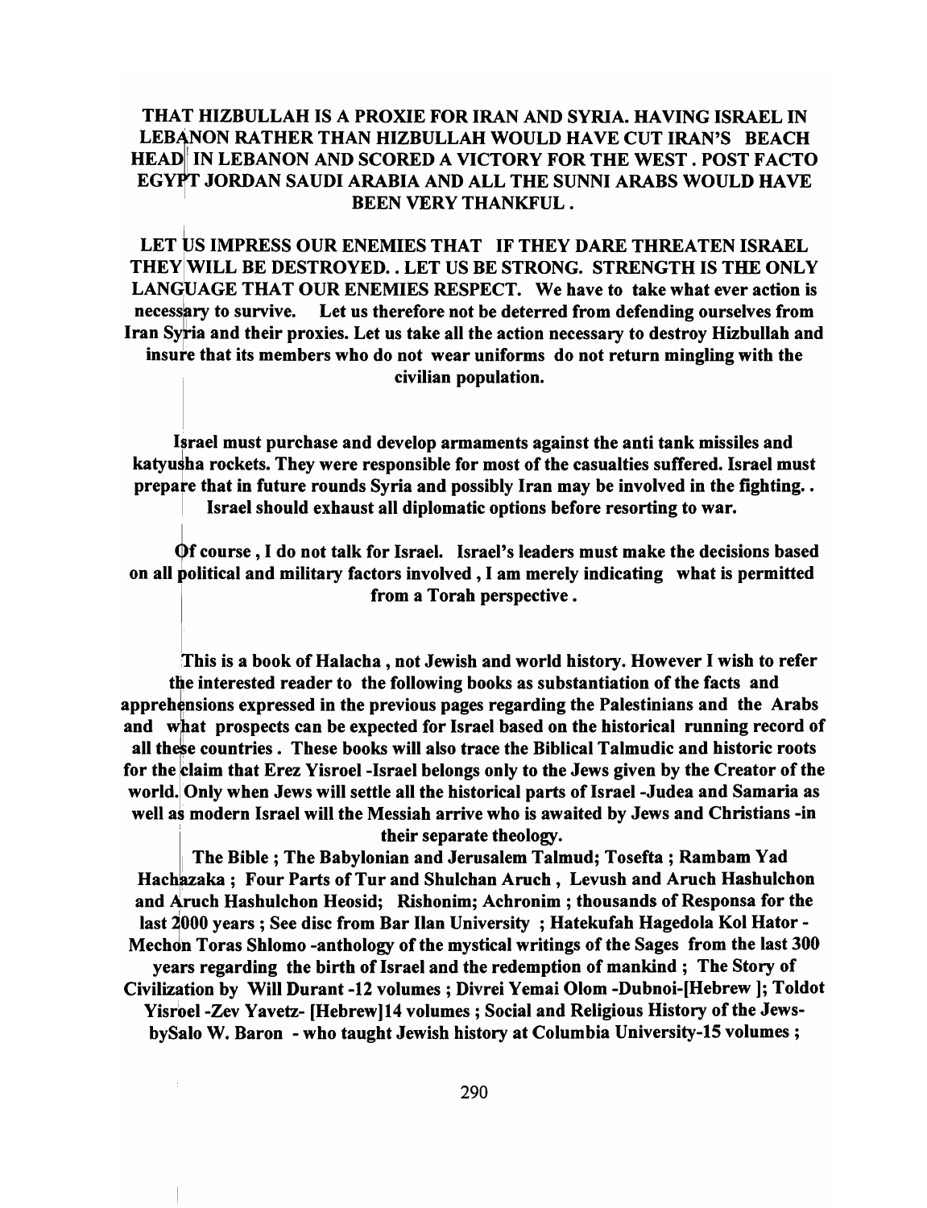**THAT HIZBULLAH IS A PROXIE FOR IRAN AND SYRIA. HAVING ISRAEL IN LEBANON RATHER THAN HIZBULLAH WOULD HAVE CUT IRAN'S BEACH HEAD IN LEBANON AND SCORED A VICTORY FOR THE WEST . POST FACTO EGYPT JORDAN SAUDI ARABIA AND ALL THE SUNNI ARABS WOULD HAVE BEEN VERY THANKFUL .**

**LET US IMPRESS OUR ENEMIES THAT IF THEY DARE THREATEN ISRAEL THEY WILL BE DESTROYED. . LET US BE STRONG. STRENGTH IS THE ONLY LANGUAGE THAT OUR ENEMIES RESPECT. We have to take what ever action is necessary to survive. Let us therefore not be deterred from defending ourselves from Iran Syria and their proxies. Let us take all the action necessary to destroy Hizbullah and insure that its members who do not wear uniforms do not return mingling with the civilian population.**

**Israel must purchase and develop armaments against the anti tank missiles and katyusha rockets. They were responsible for most of the casualties suffered. Israel must prepare that in future rounds Syria and possibly Iran may be involved in the fighting. . Israel should exhaust all diplomatic options before resorting to war.**

**Of course , I do not talk for Israel. Israel's leaders must make the decisions based on all political and military factors involved , I am merely indicating what is permitted from a Torah perspective .**

**This is a book of Halacha , not Jewish and world history. However I wish to refer the interested reader to the following books as substantiation of the facts and apprehensions expressed in the previous pages regarding the Palestinians and the Arabs and what prospects can be expected for Israel based on the historical running record of all these countries . These books will also trace the Biblical Talmudic and historic roots for the claim that Erez Yisroel -Israel belongs only to the Jews given by the Creator of the world. Only when Jews will settle all the historical parts of Israel -Judea and Samaria as well as modern Israel will the Messiah arrive who is awaited by Jews and Christians -in their separate theology.**

**The Bible ; The Babylonian and Jerusalem Talmud; Tosefta ; Rambam Yad Hachazaka ; Four Parts of Tur and Shulchan Aruch , Levush and Aruch Hashulchon and Aruch Hashulchon Heosid; Rishonim; Achronim ; thousands of Responsa for the last 2000 years ; See disc from Bar Ilan University ; Hatekufah Hagedola Kol Hator - Mechon Toras Shlomo -anthology of the mystical writings of the Sages from the last 300 years regarding the birth of Israel and the redemption of mankind ; The Story of Civilization by Will Durant -12 volumes ; Divrei Yemai Olom -Dubnoi-[Hebrew ]; Toldot Yisroel -Zev Yavetz- [Hebrew]14 volumes ; Social and Religious History of the Jews- bySalo W. Baron - who taught Jewish history at Columbia University-15 volumes ;**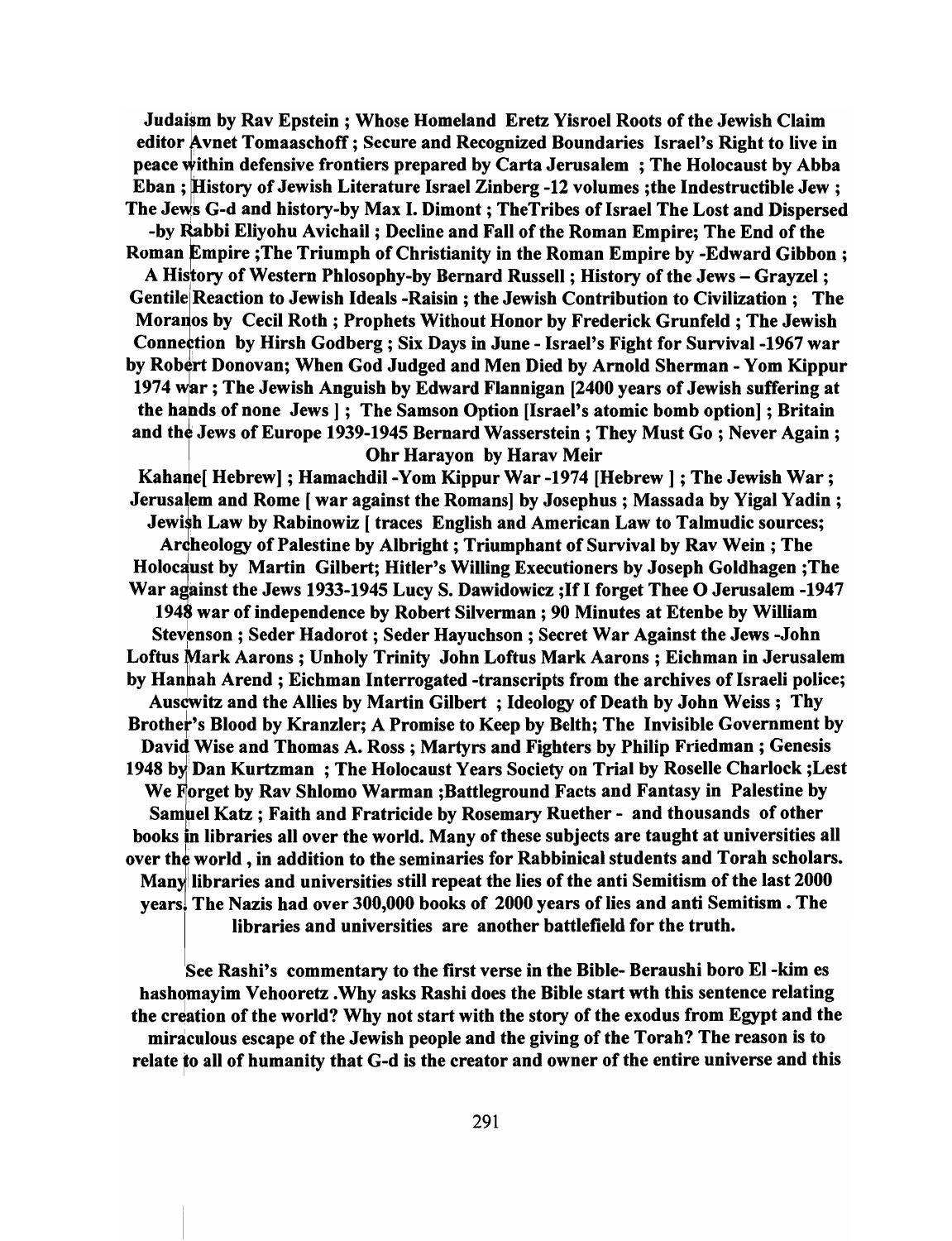**Judaism by Rav Epstein ; Whose Homeland Eretz Yisroel Roots of the Jewish Claim editor Avnet Tomaaschoff ; Secure and Recognized Boundaries Israel's Right to live in peace within defensive frontiers prepared by Carta Jerusalem ; The Holocaust by Abba Eban ; History of Jewish Literature Israel Zinberg -12 volumes ;the Indestructible Jew ; The Jews G-d and history-by Max I. Dimont ; TheTribes of Israel The Lost and Dispersed -by Rabbi Eliyohu Avichail ; Decline and Fall of the Roman Empire; The End of the Roman Empire ;The Triumph of Christianity in the Roman Empire by -Edward Gibbon ; A History of Western Phlosophy-by Bernard Russell ; History of the Jews – Grayzel ; Gentile Reaction to Jewish Ideals -Raisin ; the Jewish Contribution to Civilization ; The Moranos by Cecil Roth ; Prophets Without Honor by Frederick Grunfeld ; The Jewish Connection by Hirsh Godberg ; Six Days in June - Israel's Fight for Survival -1967 war by Robert Donovan; When God Judged and Men Died by Arnold Sherman - Yom Kippur 1974 war ; The Jewish Anguish by Edward Flannigan [2400 years of Jewish suffering at the hands of none Jews ] ; The Samson Option [Israel's atomic bomb option] ; Britain and the Jews of Europe 1939-1945 Bernard Wasserstein ; They Must Go ; Never Again ; Ohr Harayon by Harav Meir Kahane[ Hebrew] ; Hamachdil -Yom Kippur War -1974 [Hebrew ] ; The Jewish War ; Jerusalem and Rome [ war against the Romans] by Josephus ; Massada by Yigal Yadin ; Jewish Law by Rabinowiz [ traces English and American Law to Talmudic sources; Archeology of Palestine by Albright ; Triumphant of Survival by Rav Wein ; The Holocaust by Martin Gilbert; Hitler's Willing Executioners by Joseph Goldhagen ;The War against the Jews 1933-1945 Lucy S. Dawidowicz ;If I forget Thee O Jerusalem -1947 1948 war of independence by Robert Silverman ; 90 Minutes at Etenbe by William Stevenson ; Seder Hadorot ; Seder Hayuchson ; Secret War Against the Jews -John Loftus Mark Aarons ; Unholy Trinity John Loftus Mark Aarons ; Eichman in Jerusalem by Hannah Arend ; Eichman Interrogated -transcripts from the archives of Israeli police; Auscwitz and the Allies by Martin Gilbert ; Ideology of Death by John Weiss ; Thy Brother's Blood by Kranzler; A Promise to Keep by Belth; The Invisible Government by David Wise and Thomas A. Ross ; Martyrs and Fighters by Philip Friedman ; Genesis 1948 by Dan Kurtzman ; The Holocaust Years Society on Trial by Roselle Charlock ;Lest We Forget by Rav Shlomo Warman ;Battleground Facts and Fantasy in Palestine by Samuel Katz ; Faith and Fratricide by Rosemary Ruether - and thousands of other books in libraries all over the world. Many of these subjects are taught at universities all over the world , in addition to the seminaries for Rabbinical students and Torah scholars. Many libraries and universities still repeat the lies of the anti Semitism of the last 2000 years. The Nazis had over 300,000 books of 2000 years of lies and anti Semitism . The libraries and universities are another battlefield for the truth.**

**See Rashi's commentary to the first verse in the Bible- Beraushi boro El -kim es hashomayim Vehooretz .Why asks Rashi does the Bible start wth this sentence relating the creation of the world? Why not start with the story of the exodus from Egypt and the miraculous escape of the Jewish people and the giving of the Torah? The reason is to relate to all of humanity that G-d is the creator and owner of the entire universe and this**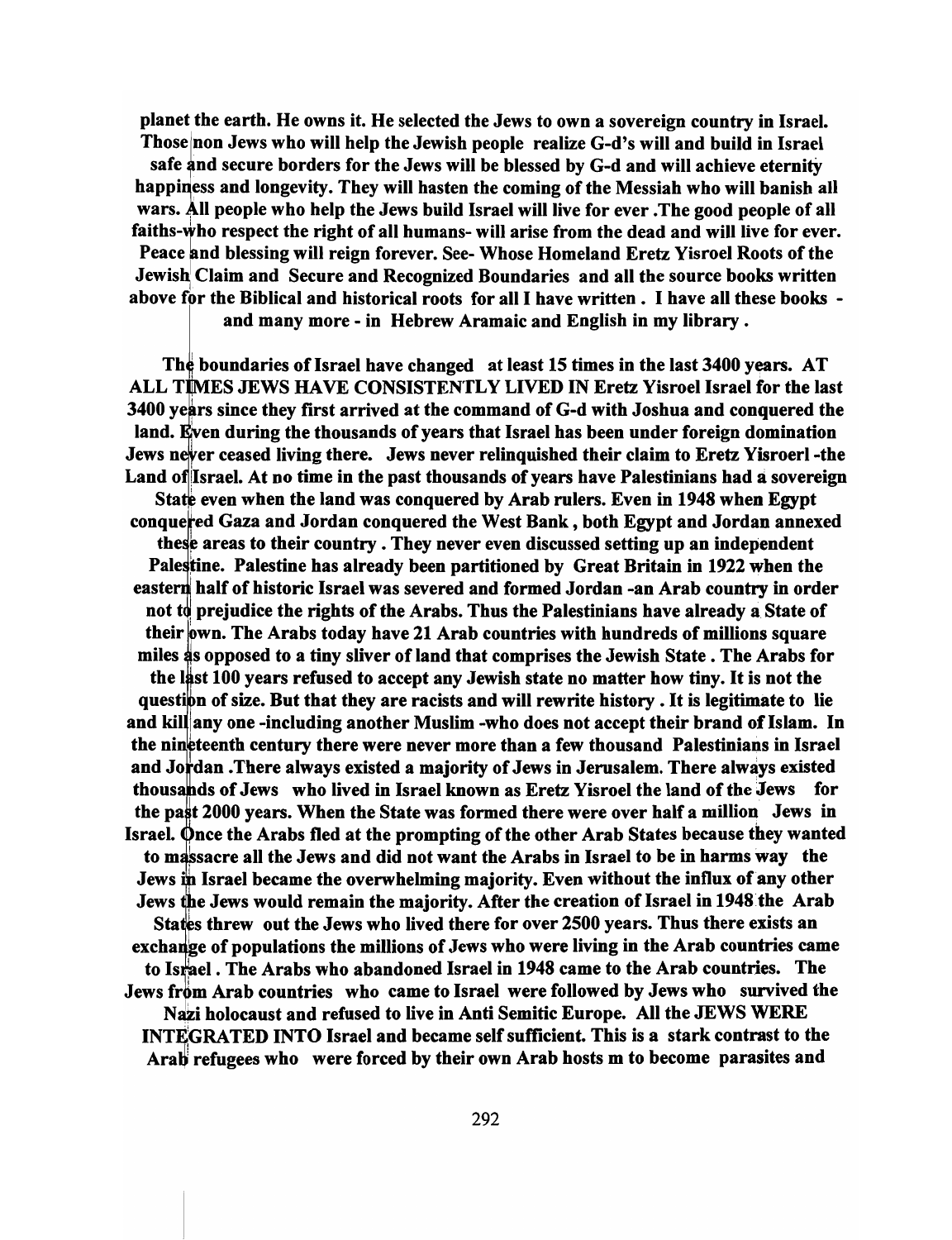**planet the earth. He owns it. He selected the Jews to own a sovereign country in Israel. Those non Jews who will help the Jewish people realize G-d's will and build in Israel safe and secure borders for the Jews will be blessed by G-d and will achieve eternity happiness and longevity. They will hasten the coming of the Messiah who will banish all wars. All people who help the Jews build Israel will live for ever .The good people of all faiths-who respect the right of all humans- will arise from the dead and will live for ever. Peace and blessing will reign forever. See- Whose Homeland Eretz Yisroel Roots of the Jewish Claim and Secure and Recognized Boundaries and all the source books written above for the Biblical and historical roots for all I have written . I have all these books - and many more - in Hebrew Aramaic and English in my library .**

**The boundaries of Israel have changed at least 15 times in the last 3400 years. AT ALL TIMES JEWS HAVE CONSISTENTLY LIVED IN Eretz Yisroel Israel for the last 3400 years since they first arrived at the command of G-d with Joshua and conquered the land. Even during the thousands of years that Israel has been under foreign domination Jews never ceased living there. Jews never relinquished their claim to Eretz Yisroerl -the Land of Israel. At no time in the past thousands of years have Palestinians had a sovereign State even when the land was conquered by Arab rulers. Even in 1948 when Egypt conquered Gaza and Jordan conquered the West Bank , both Egypt and Jordan annexed these areas to their country . They never even discussed setting up an independent Palestine. Palestine has already been partitioned by Great Britain in 1922 when the eastern half of historic Israel was severed and formed Jordan -an Arab country in order not to prejudice the rights of the Arabs. Thus the Palestinians have already a State of their own. The Arabs today have 21 Arab countries with hundreds of millions square miles as opposed to a tiny sliver of land that comprises the Jewish State . The Arabs for the last 100 years refused to accept any Jewish state no matter how tiny. It is not the question of size. But that they are racists and will rewrite history . It is legitimate to lie and kill any one -including another Muslim -who does not accept their brand of Islam. In the nineteenth century there were never more than a few thousand Palestinians in Israel and Jordan .There always existed a majority of Jews in Jerusalem. There always existed thousands of Jews who lived in Israel known as Eretz Yisroel the land of the Jews for the past 2000 years. When the State was formed there were over half a million Jews in Israel. Once the Arabs fled at the prompting of the other Arab States because they wanted to massacre all the Jews and did not want the Arabs in Israel to be in harms way the Jews in Israel became the overwhelming majority. Even without the influx of any other Jews the Jews would remain the majority. After the creation of Israel in 1948 the Arab States threw out the Jews who lived there for over 2500 years. Thus there exists an exchange of populations the millions of Jews who were living in the Arab countries came to Israel . The Arabs who abandoned Israel in 1948 came to the Arab countries. The Jews from Arab countries who came to Israel were followed by Jews who survived the Nazi holocaust and refused to live in Anti Semitic Europe. All the JEWS WERE INTEGRATED INTO Israel and became self sufficient. This is a stark contrast to the Arab refugees who were forced by their own Arab hosts m to become parasites and**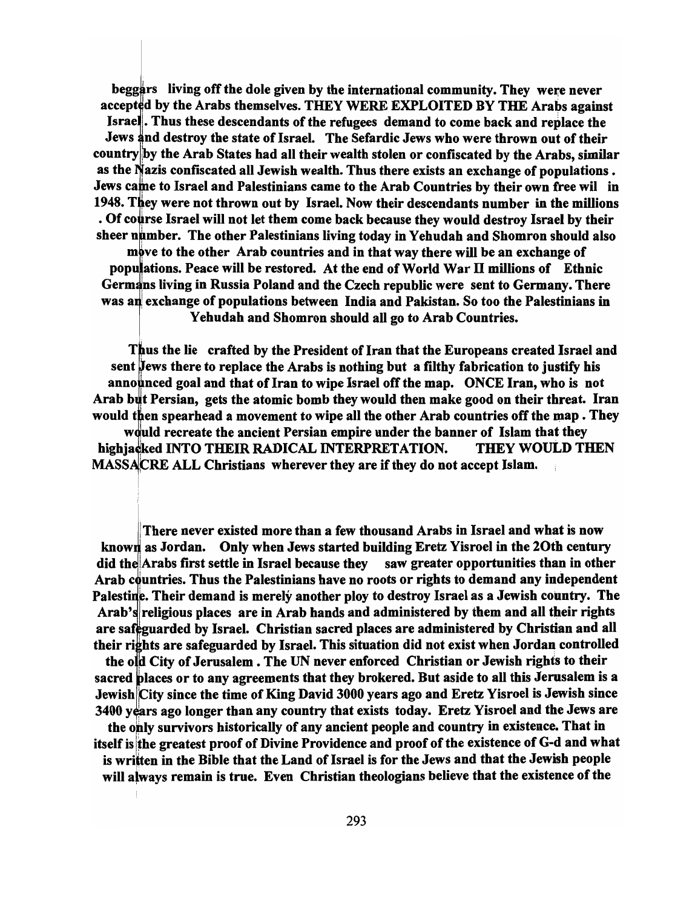beggars living off the dole given by the international community. They were never accepted by the Arabs themselves. THEY WERE EXPLOITED BY THE Arabs against Israel. Thus these descendants of the refugees demand to come back and replace the Jews and destroy the state of Israel. The Sefardic Jews who were thrown out of their country by the Arab States had all their wealth stolen or confiscated by the Arabs, similar as the Nazis confiscated all Jewish wealth. Thus there exists an exchange of populations. Jews came to Israel and Palestinians came to the Arab Countries by their own free wil in 1948. They were not thrown out by Israel. Now their descendants number in the millions. Of course Israel will not let them come back because they would destroy Israel by their sheer number. The other Palestinians living today in Yehudah and Shomron should also move to the other Arab countries and in that way there will be an exchange of populations. Peace will be restored. At the end of World War II millions of Ethnic Germans living in Russia Poland and the Czech republic were sent to Germany. There was an exchange of populations between India and Pakistan. So too the Palestinians in Yehudah and Shomron should all go to Arab Countries.

Thus the lie crafted by the President of Iran that the Europeans created Israel and sent Jews there to replace the Arabs is nothing but a filthy fabrication to justify his announced goal and that of Iran to wipe Israel off the map. ONCE Iran, who is not Arab but Persian, gets the atomic bomb they would then make good on their threat. Iran would then spearhead a movement to wipe all the other Arab countries off the map. They would recreate the ancient Persian empire under the banner of Islam that they highjacked INTO THEIR RADICAL INTERPRETATION. THEY WOULD THEN MASSACRE ALL Christians wherever they are if they do not accept Islam.

There never existed more than a few thousand Arabs in Israel and what is now known as Jordan. Only when Jews started building Eretz Yisroel in the 20th century did the Arabs first settle in Israel because they saw greater opportunities than in other Arab countries. Thus the Palestinians have no roots or rights to demand any independent Palestine. Their demand is merely another ploy to destroy Israel as a Jewish country. The Arab's religious places are in Arab hands and administered by them and all their rights are safeguarded by Israel. Christian sacred places are administered by Christian and all their rights are safeguarded by Israel. This situation did not exist when Jordan controlled the old City of Jerusalem. The UN never enforced Christian or Jewish rights to their sacred places or to any agreements that they brokered. But aside to all this Jerusalem is a Jewish City since the time of King David 3000 years ago and Eretz Yisroel is Jewish since 3400 years ago longer than any country that exists today. Eretz Yisroel and the Jews are the only survivors historically of any ancient people and country in existence. That in itself is the greatest proof of Divine Providence and proof of the existence of G-d and what is written in the Bible that the Land of Israel is for the Jews and that the Jewish people will always remain is true. Even Christian theologians believe that the existence of the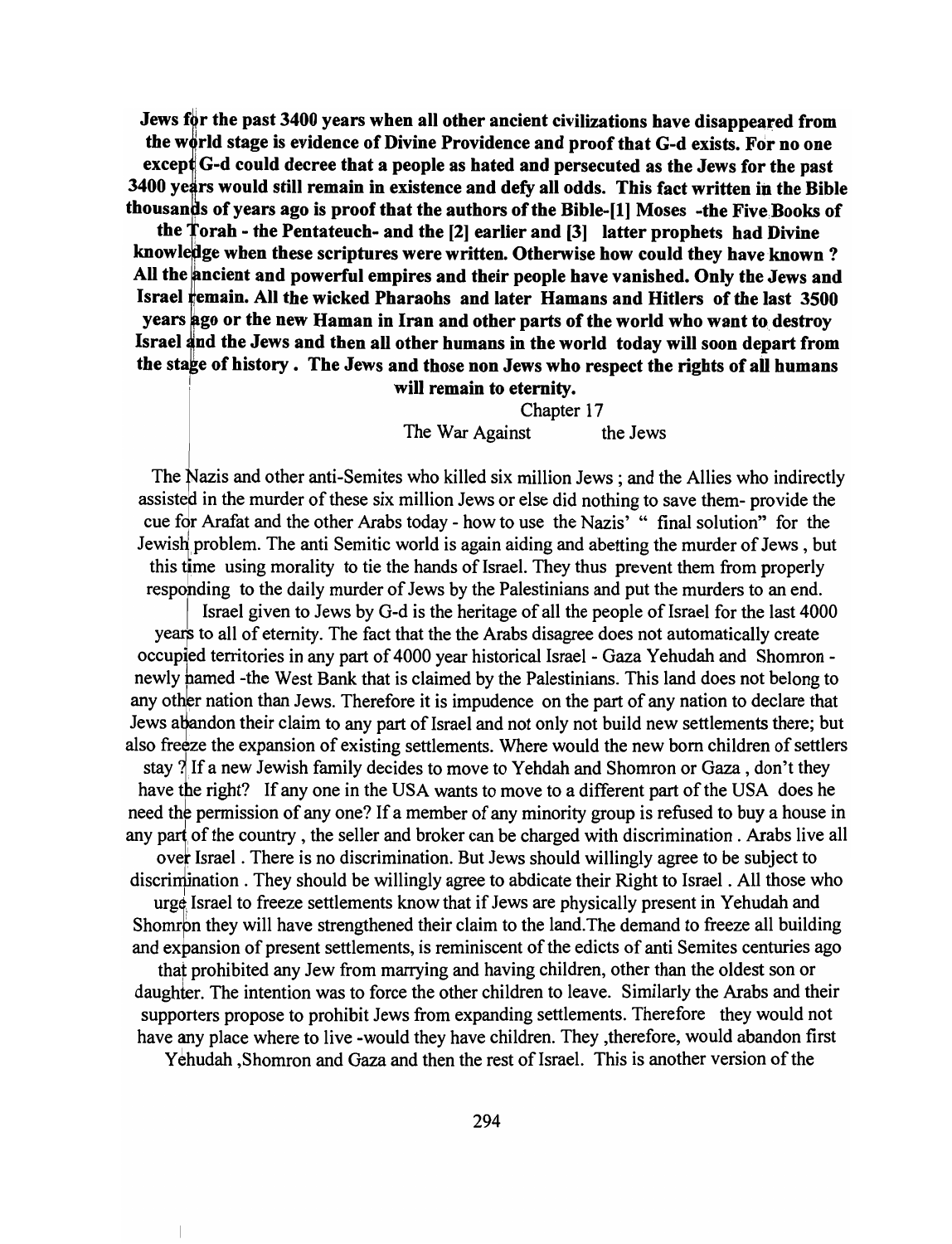**Jews for the past 3400 years when all other ancient civilizations have disappeared from the world stage is evidence of Divine Providence and proof that G-d exists. For no one except G-d could decree that a people as hated and persecuted as the Jews for the past 3400 years would still remain in existence and defy all odds. This fact written in the Bible thousands of years ago is proof that the authors of the Bible-[1] Moses -the Five Books of the Torah - the Pentateuch- and the [2] earlier and [3] latter prophets had Divine knowledge when these scriptures were written. Otherwise how could they have known ? All the ancient and powerful empires and their people have vanished. Only the Jews and Israel remain. All the wicked Pharaohs and later Hamans and Hitlers of the last 3500 years ago or the new Haman in Iran and other parts of the world who want to destroy Israel and the Jews and then all other humans in the world today will soon depart from the stage of history . The Jews and those non Jews who respect the rights of all humans will remain to eternity.**

## Chapter 17

### The War Against the Jews

The Nazis and other anti-Semites who killed six million Jews ; and the Allies who indirectly assisted in the murder of these six million Jews or else did nothing to save them- provide the cue for Arafat and the other Arabs today - how to use the Nazis' " final solution" for the Jewish problem. The anti Semitic world is again aiding and abetting the murder of Jews , but this time using morality to tie the hands of Israel. They thus prevent them from properly responding to the daily murder of Jews by the Palestinians and put the murders to an end.

Israel given to Jews by G-d is the heritage of all the people of Israel for the last 4000 years to all of eternity. The fact that the the Arabs disagree does not automatically create occupied territories in any part of 4000 year historical Israel - Gaza Yehudah and Shomron - newly named -the West Bank that is claimed by the Palestinians. This land does not belong to any other nation than Jews. Therefore it is impudence on the part of any nation to declare that Jews abandon their claim to any part of Israel and not only not build new settlements there; but also freeze the expansion of existing settlements. Where would the new born children of settlers stay ? If a new Jewish family decides to move to Yehdah and Shomron or Gaza , don't they have the right? If any one in the USA wants to move to a different part of the USA does he need the permission of any one? If a member of any minority group is refused to buy a house in any part of the country , the seller and broker can be charged with discrimination . Arabs live all over Israel . There is no discrimination. But Jews should willingly agree to be subject to discrimination . They should be willingly agree to abdicate their Right to Israel . All those who urge Israel to freeze settlements know that if Jews are physically present in Yehudah and Shomron they will have strengthened their claim to the land.The demand to freeze all building and expansion of present settlements, is reminiscent of the edicts of anti Semites centuries ago that prohibited any Jew from marrying and having children, other than the oldest son or daughter. The intention was to force the other children to leave. Similarly the Arabs and their supporters propose to prohibit Jews from expanding settlements. Therefore they would not have any place where to live -would they have children. They ,therefore, would abandon first Yehudah ,Shomron and Gaza and then the rest of Israel. This is another version of the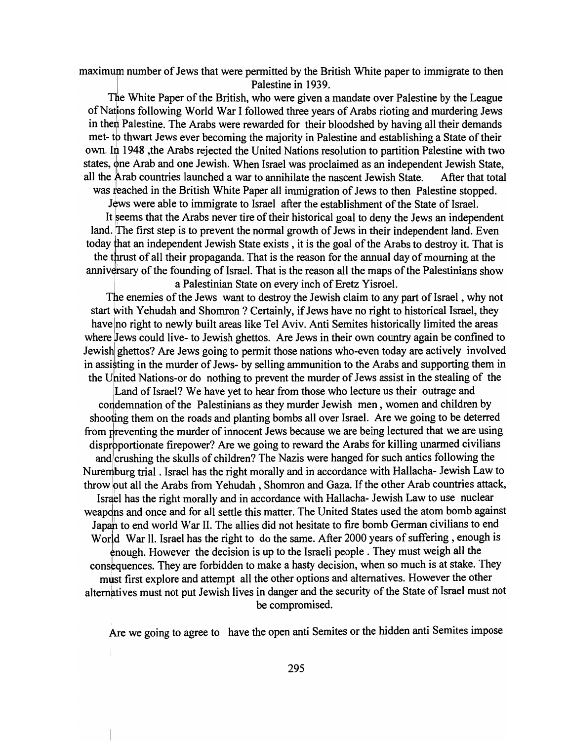maximum number of Jews that were permitted by the British White paper to immigrate to then Palestine in 1939.

The White Paper of the British, who were given a mandate over Palestine by the League of Nations following World War I followed three years of Arabs rioting and murdering Jews in then Palestine. The Arabs were rewarded for their bloodshed by having all their demands met- to thwart Jews ever becoming the majority in Palestine and establishing a State of their own. In 1948 ,the Arabs rejected the United Nations resolution to partition Palestine with two states, one Arab and one Jewish. When Israel was proclaimed as an independent Jewish State, all the Arab countries launched a war to annihilate the nascent Jewish State. After that total was reached in the British White Paper all immigration of Jews to then Palestine stopped. Jews were able to immigrate to Israel after the establishment of the State of Israel.

It seems that the Arabs never tire of their historical goal to deny the Jews an independent land. The first step is to prevent the normal growth of Jews in their independent land. Even today that an independent Jewish State exists , it is the goal of the Arabs to destroy it. That is the thrust of all their propaganda. That is the reason for the annual day of mourning at the anniversary of the founding of Israel. That is the reason all the maps of the Palestinians show a Palestinian State on every inch of Eretz Yisroel.

The enemies of the Jews want to destroy the Jewish claim to any part of Israel , why not start with Yehudah and Shomron ? Certainly, if Jews have no right to historical Israel, they have no right to newly built areas like Tel Aviv. Anti Semites historically limited the areas where Jews could live- to Jewish ghettos. Are Jews in their own country again be confined to Jewish ghettos? Are Jews going to permit those nations who-even today are actively involved in assisting in the murder of Jews- by selling ammunition to the Arabs and supporting them in the United Nations-or do nothing to prevent the murder of Jews assist in the stealing of the Land of Israel? We have yet to hear from those who lecture us their outrage and condemnation of the Palestinians as they murder Jewish men , women and children by shooting them on the roads and planting bombs all over Israel. Are we going to be deterred from preventing the murder of innocent Jews because we are being lectured that we are using disproportionate firepower? Are we going to reward the Arabs for killing unarmed civilians and crushing the skulls of children? The Nazis were hanged for such antics following the Nuremburg trial . Israel has the right morally and in accordance with Hallacha- Jewish Law to throw out all the Arabs from Yehudah , Shomron and Gaza. If the other Arab countries attack, Israel has the right morally and in accordance with Hallacha- Jewish Law to use nuclear weapons and once and for all settle this matter. The United States used the atom bomb against Japan to end world War II. The allies did not hesitate to fire bomb German civilians to end World War ll. Israel has the right to do the same. After 2000 years of suffering , enough is enough. However the decision is up to the Israeli people . They must weigh all the consequences. They are forbidden to make a hasty decision, when so much is at stake. They must first explore and attempt all the other options and alternatives. However the other alternatives must not put Jewish lives in danger and the security of the State of Israel must not be compromised.

Are we going to agree to have the open anti Semites or the hidden anti Semites impose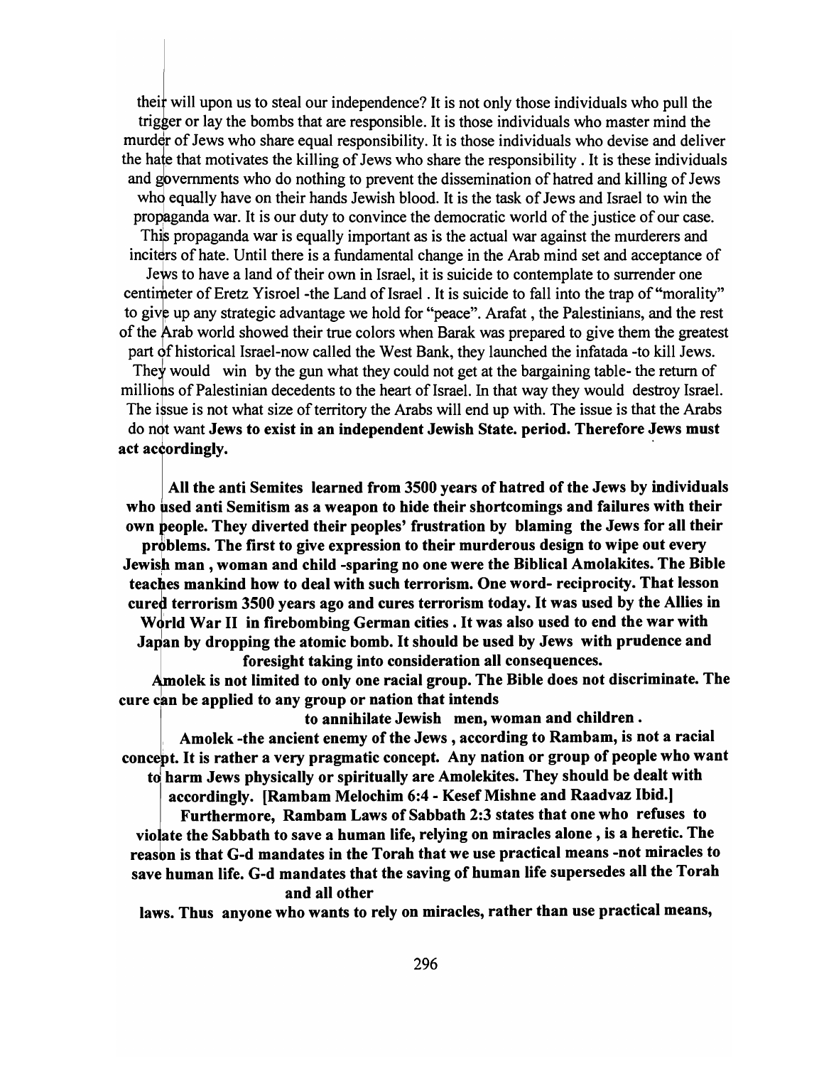their will upon us to steal our independence? It is not only those individuals who pull the trigger or lay the bombs that are responsible. It is those individuals who master mind the murder of Jews who share equal responsibility. It is those individuals who devise and deliver the hate that motivates the killing of Jews who share the responsibility . It is these individuals and governments who do nothing to prevent the dissemination of hatred and killing of Jews who equally have on their hands Jewish blood. It is the task of Jews and Israel to win the propaganda war. It is our duty to convince the democratic world of the justice of our case. This propaganda war is equally important as is the actual war against the murderers and inciters of hate. Until there is a fundamental change in the Arab mind set and acceptance of Jews to have a land of their own in Israel, it is suicide to contemplate to surrender one centimeter of Eretz Yisroel -the Land of Israel . It is suicide to fall into the trap of "morality" to give up any strategic advantage we hold for "peace". Arafat , the Palestinians, and the rest of the Arab world showed their true colors when Barak was prepared to give them the greatest part of historical Israel-now called the West Bank, they launched the infatada -to kill Jews. They would win by the gun what they could not get at the bargaining table- the return of millions of Palestinian decedents to the heart of Israel. In that way they would destroy Israel. The issue is not what size of territory the Arabs will end up with. The issue is that the Arabs do not want **Jews to exist in an independent Jewish State. period. Therefore Jews must act accordingly.**

**All the anti Semites learned from 3500 years of hatred of the Jews by individuals who used anti Semitism as a weapon to hide their shortcomings and failures with their own people. They diverted their peoples' frustration by blaming the Jews for all their problems. The first to give expression to their murderous design to wipe out every Jewish man , woman and child -sparing no one were the Biblical Amolakites. The Bible teaches mankind how to deal with such terrorism. One word- reciprocity. That lesson cured terrorism 3500 years ago and cures terrorism today. It was used by the Allies in World War II in firebombing German cities . It was also used to end the war with Japan by dropping the atomic bomb. It should be used by Jews with prudence and foresight taking into consideration all consequences.**

**Amolek is not limited to only one racial group. The Bible does not discriminate. The cure can be applied to any group or nation that intends to annihilate Jewish men, woman and children .**

**Amolek -the ancient enemy of the Jews , according to Rambam, is not a racial concept. It is rather a very pragmatic concept. Any nation or group of people who want to harm Jews physically or spiritually are Amolekites. They should be dealt with accordingly. [Rambam Melochim 6:4 - Kesef Mishne and Raadvaz Ibid.]**

**Furthermore, Rambam Laws of Sabbath 2:3 states that one who refuses to violate the Sabbath to save a human life, relying on miracles alone , is a heretic. The reason is that G-d mandates in the Torah that we use practical means -not miracles to save human life. G-d mandates that the saving of human life supersedes all the Torah and all other laws. Thus anyone who wants to rely on miracles, rather than use practical means,**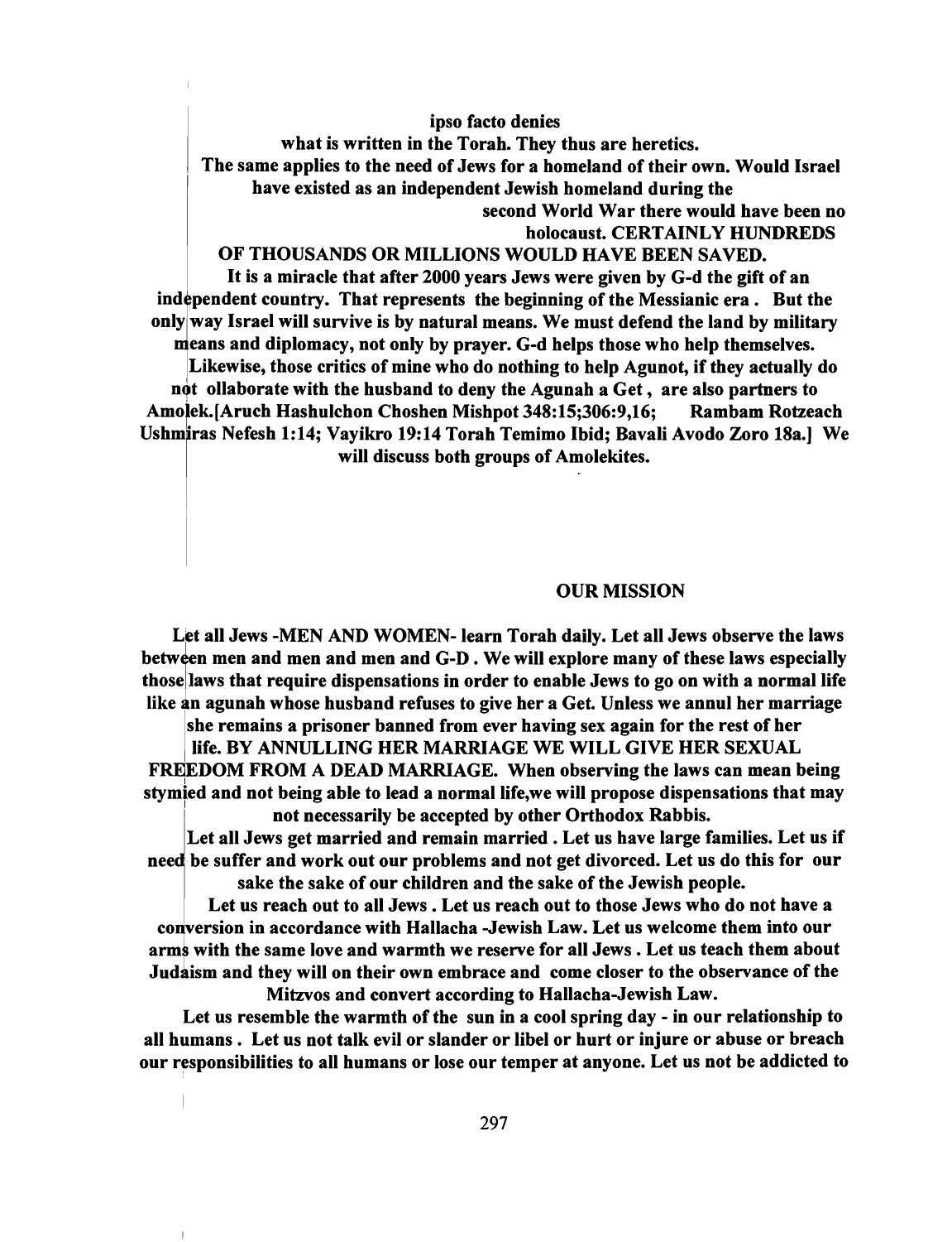**ipso facto denies what is written in the Torah. They thus are heretics.**

**The same applies to the need of Jews for a homeland of their own. Would Israel have existed as an independent Jewish homeland during the second World War there would have been no holocaust. CERTAINLY HUNDREDS OF THOUSANDS OR MILLIONS WOULD HAVE BEEN SAVED.**

**It is a miracle that after 2000 years Jews were given by G-d the gift of an independent country. That represents the beginning of the Messianic era . But the only way Israel will survive is by natural means. We must defend the land by military means and diplomacy, not only by prayer. G-d helps those who help themselves.**

**Likewise, those critics of mine who do nothing to help Agunot, if they actually do not ollaborate with the husband to deny the Agunah a Get , are also partners to Amolek.[Aruch Hashulchon Choshen Mishpot 348:15;306:9,16; Rambam Rotzeach Ushmiras Nefesh 1:14; Vayikro 19:14 Torah Temimo Ibid; Bavali Avodo Zoro 18a.] We will discuss both groups of Amolekites.**

## OUR MISSION

**Let all Jews -MEN AND WOMEN- learn Torah daily. Let all Jews observe the laws between men and men and men and G-D . We will explore many of these laws especially those laws that require dispensations in order to enable Jews to go on with a normal life like an agunah whose husband refuses to give her a Get. Unless we annul her marriage she remains a prisoner banned from ever having sex again for the rest of her life. BY ANNULLING HER MARRIAGE WE WILL GIVE HER SEXUAL FREEDOM FROM A DEAD MARRIAGE. When observing the laws can mean being stymied and not being able to lead a normal life,we will propose dispensations that may not necessarily be accepted by other Orthodox Rabbis.**

**Let all Jews get married and remain married . Let us have large families. Let us if need be suffer and work out our problems and not get divorced. Let us do this for our sake the sake of our children and the sake of the Jewish people.**

**Let us reach out to all Jews . Let us reach out to those Jews who do not have a conversion in accordance with Hallacha -Jewish Law. Let us welcome them into our arms with the same love and warmth we reserve for all Jews . Let us teach them about Judaism and they will on their own embrace and come closer to the observance of the Mitzvos and convert according to Hallacha-Jewish Law.**

**Let us resemble the warmth of the sun in a cool spring day - in our relationship to all humans . Let us not talk evil or slander or libel or hurt or injure or abuse or breach our responsibilities to all humans or lose our temper at anyone. Let us not be addicted to**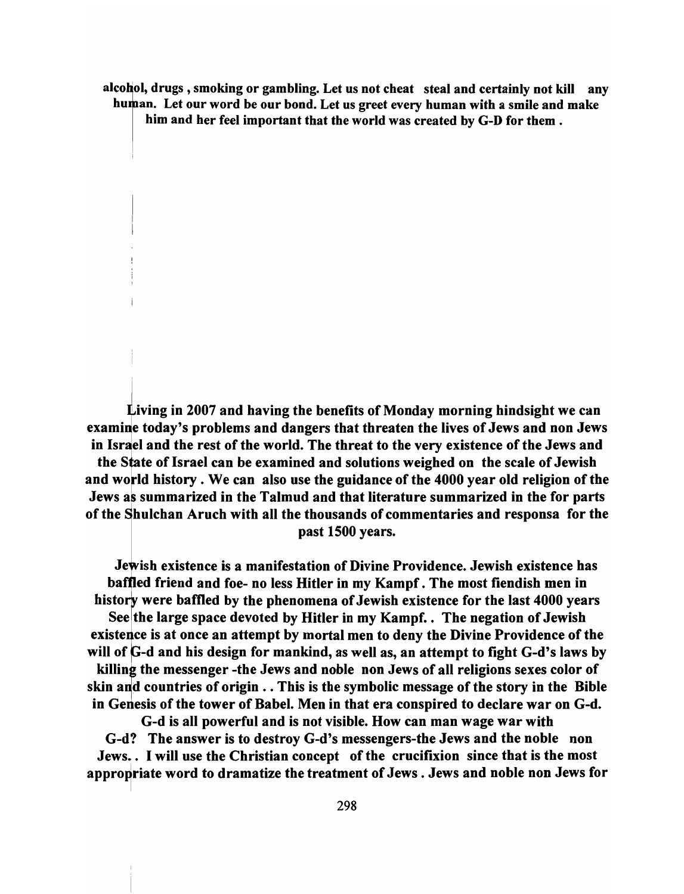**alcohol, drugs , smoking or gambling. Let us not cheat steal and certainly not kill any human. Let our word be our bond. Let us greet every human with a smile and make him and her feel important that the world was created by G-D for them .**

**Living in 2007 and having the benefits of Monday morning hindsight we can examine today's problems and dangers that threaten the lives of Jews and non Jews in Israel and the rest of the world. The threat to the very existence of the Jews and the State of Israel can be examined and solutions weighed on the scale of Jewish and world history . We can also use the guidance of the 4000 year old religion of the Jews as summarized in the Talmud and that literature summarized in the for parts of the Shulchan Aruch with all the thousands of commentaries and responsa for the past 1500 years.**

**Jewish existence is a manifestation of Divine Providence. Jewish existence has baffled friend and foe- no less Hitler in my Kampf . The most fiendish men in history were baffled by the phenomena of Jewish existence for the last 4000 years See the large space devoted by Hitler in my Kampf. . The negation of Jewish existence is at once an attempt by mortal men to deny the Divine Providence of the will of G-d and his design for mankind, as well as, an attempt to fight G-d's laws by killing the messenger -the Jews and noble non Jews of all religions sexes color of skin and countries of origin . . This is the symbolic message of the story in the Bible in Genesis of the tower of Babel. Men in that era conspired to declare war on G-d. G-d is all powerful and is not visible. How can man wage war with G-d? The answer is to destroy G-d's messengers-the Jews and the noble non Jews. . I will use the Christian concept of the crucifixion since that is the most appropriate word to dramatize the treatment of Jews . Jews and noble non Jews for**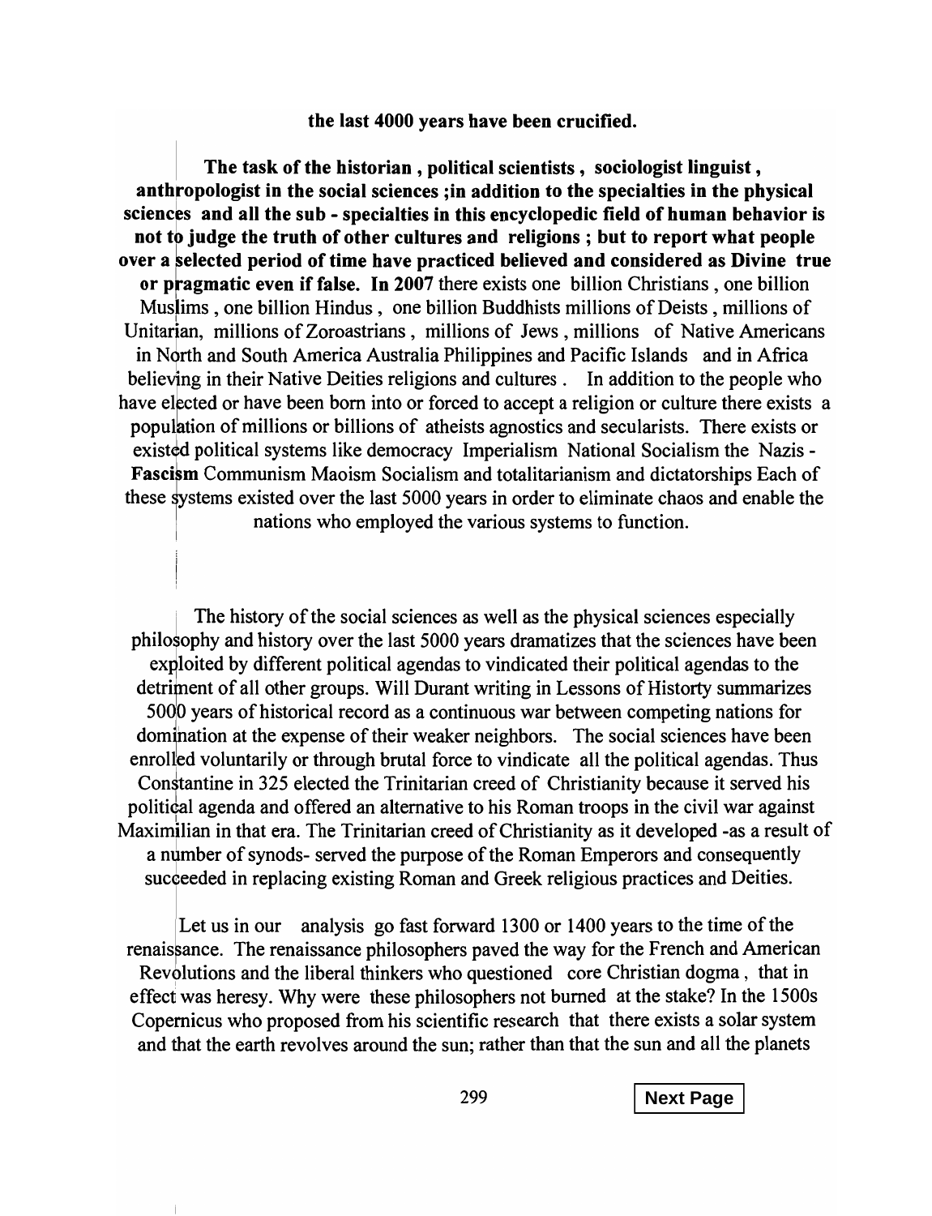**the last 4000 years have been crucified.**

**The task of the historian , political scientists , sociologist linguist , anthropologist in the social sciences ;in addition to the specialties in the physical sciences and all the sub - specialties in this encyclopedic field of human behavior is not to judge the truth of other cultures and religions ; but to report what people over a selected period of time have practiced believed and considered as Divine true or pragmatic even if false. In 2007** there exists one billion Christians , one billion Muslims , one billion Hindus , one billion Buddhists millions of Deists , millions of Unitarian, millions of Zoroastrians , millions of Jews , millions of Native Americans in North and South America Australia Philippines and Pacific Islands and in Africa believing in their Native Deities religions and cultures . In addition to the people who have elected or have been born into or forced to accept a religion or culture there exists a population of millions or billions of atheists agnostics and secularists. There exists or existed political systems like democracy Imperialism National Socialism the Nazis - **Fascism** Communism Maoism Socialism and totalitarianism and dictatorships Each of these systems existed over the last 5000 years in order to eliminate chaos and enable the nations who employed the various systems to function.

The history of the social sciences as well as the physical sciences especially philosophy and history over the last 5000 years dramatizes that the sciences have been exploited by different political agendas to vindicated their political agendas to the detriment of all other groups. Will Durant writing in Lessons of Histority summarizes 5000 years of historical record as a continuous war between competing nations for domination at the expense of their weaker neighbors. The social sciences have been enrolled voluntarily or through brutal force to vindicate all the political agendas. Thus Constantine in 325 elected the Trinitarian creed of Christianity because it served his political agenda and offered an alternative to his Roman troops in the civil war against Maximilian in that era. The Trinitarian creed of Christianity as it developed -as a result of a number of synods- served the purpose of the Roman Emperors and consequently succeeded in replacing existing Roman and Greek religious practices and Deities.

Let us in our analysis go fast forward 1300 or 1400 years to the time of the renaissance. The renaissance philosophers paved the way for the French and American Revolutions and the liberal thinkers who questioned core Christian dogma , that in effect was heresy. Why were these philosophers not burned at the stake? In the 1500s Copernicus who proposed from his scientific research that there exists a solar system and that the earth revolves around the sun; rather than that the sun and all the planets

**Next Page**